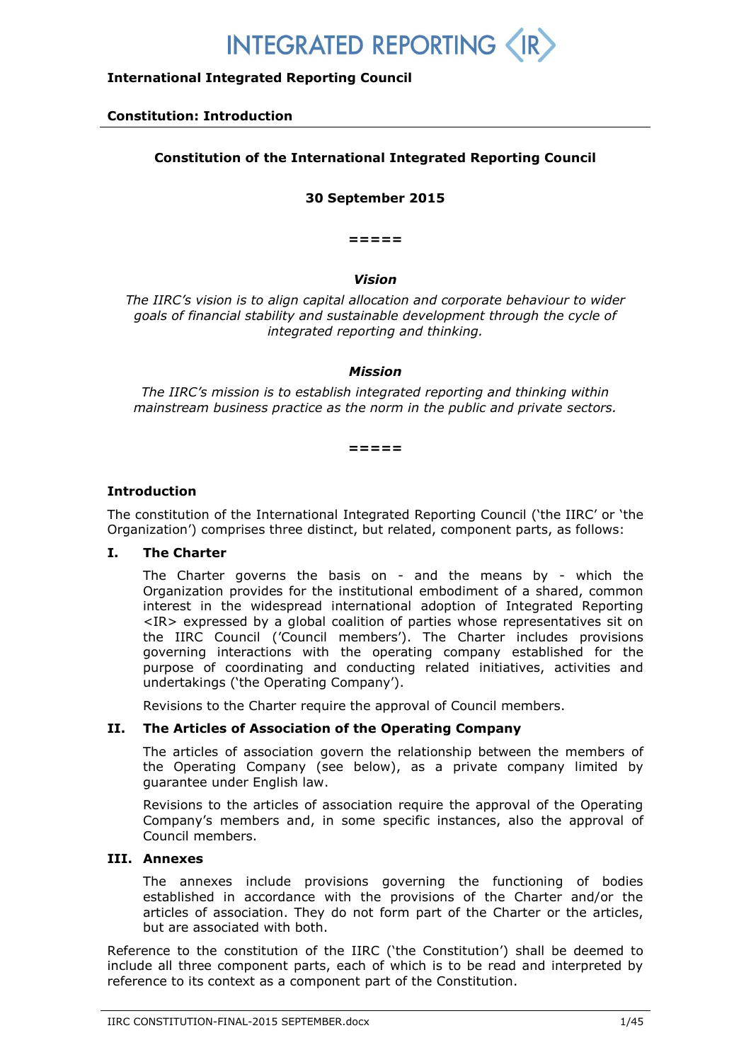# INTEGRATED REPORTING <IR>

**International Integrated Reporting Council**

**Constitution: Introduction**

## Constitution of the International Integrated Reporting Council

**30 September 2015**

=====

***Vision***

*The IIRC's vision is to align capital allocation and corporate behaviour to wider goals of financial stability and sustainable development through the cycle of integrated reporting and thinking.*

***Mission***

*The IIRC's mission is to establish integrated reporting and thinking within mainstream business practice as the norm in the public and private sectors.*

=====

### Introduction

The constitution of the International Integrated Reporting Council ('the IIRC' or 'the Organization') comprises three distinct, but related, component parts, as follows:

**I. The Charter**

The Charter governs the basis on - and the means by - which the Organization provides for the institutional embodiment of a shared, common interest in the widespread international adoption of Integrated Reporting <IR> expressed by a global coalition of parties whose representatives sit on the IIRC Council ('Council members'). The Charter includes provisions governing interactions with the operating company established for the purpose of coordinating and conducting related initiatives, activities and undertakings ('the Operating Company').

Revisions to the Charter require the approval of Council members.

**II. The Articles of Association of the Operating Company**

The articles of association govern the relationship between the members of the Operating Company (see below), as a private company limited by guarantee under English law.

Revisions to the articles of association require the approval of the Operating Company's members and, in some specific instances, also the approval of Council members.

**III. Annexes**

The annexes include provisions governing the functioning of bodies established in accordance with the provisions of the Charter and/or the articles of association. They do not form part of the Charter or the articles, but are associated with both.

Reference to the constitution of the IIRC ('the Constitution') shall be deemed to include all three component parts, each of which is to be read and interpreted by reference to its context as a component part of the Constitution.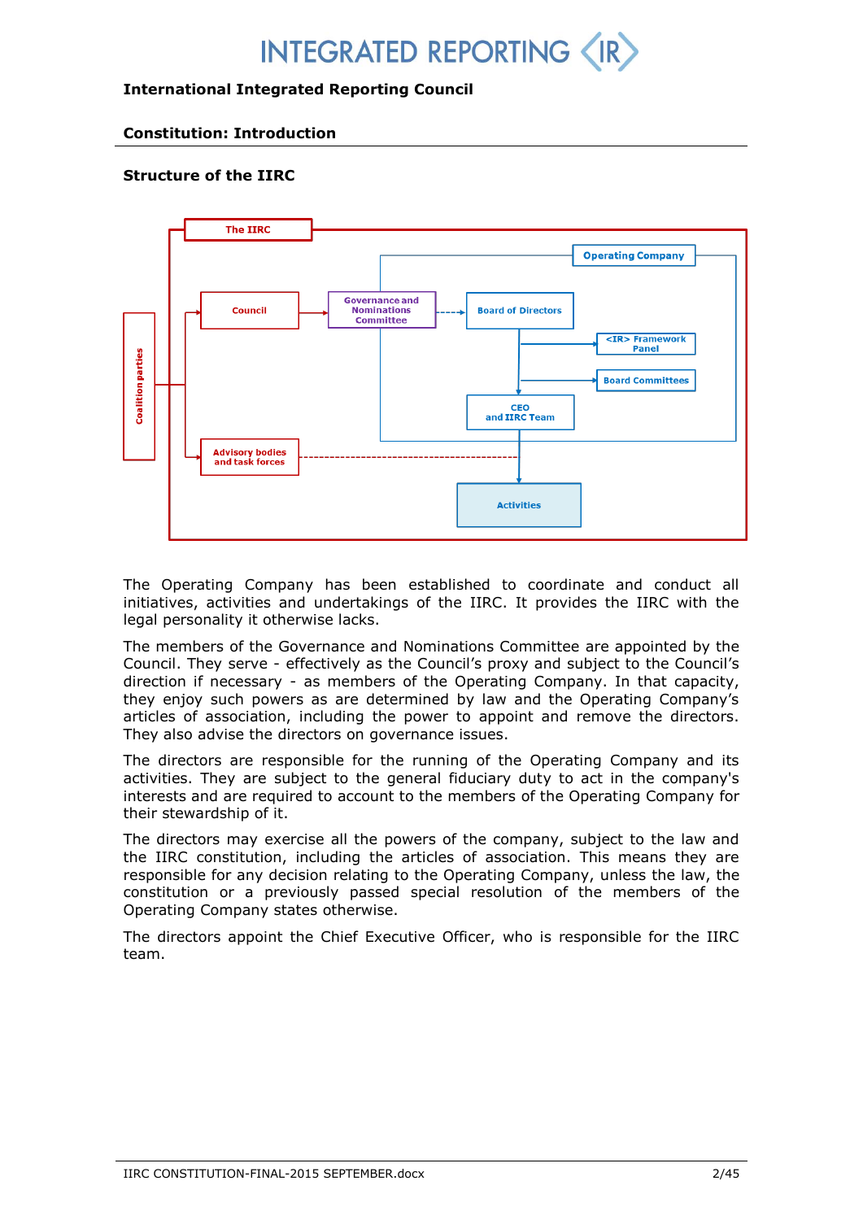**International Integrated Reporting Council**

**Constitution: Introduction**

**Structure of the IIRC**

The Operating Company has been established to coordinate and conduct all initiatives, activities and undertakings of the IIRC. It provides the IIRC with the legal personality it otherwise lacks.

The members of the Governance and Nominations Committee are appointed by the Council. They serve - effectively as the Council's proxy and subject to the Council's direction if necessary - as members of the Operating Company. In that capacity, they enjoy such powers as are determined by law and the Operating Company's articles of association, including the power to appoint and remove the directors. They also advise the directors on governance issues.

The directors are responsible for the running of the Operating Company and its activities. They are subject to the general fiduciary duty to act in the company's interests and are required to account to the members of the Operating Company for their stewardship of it.

The directors may exercise all the powers of the company, subject to the law and the IIRC constitution, including the articles of association. This means they are responsible for any decision relating to the Operating Company, unless the law, the constitution or a previously passed special resolution of the members of the Operating Company states otherwise.

The directors appoint the Chief Executive Officer, who is responsible for the IIRC team.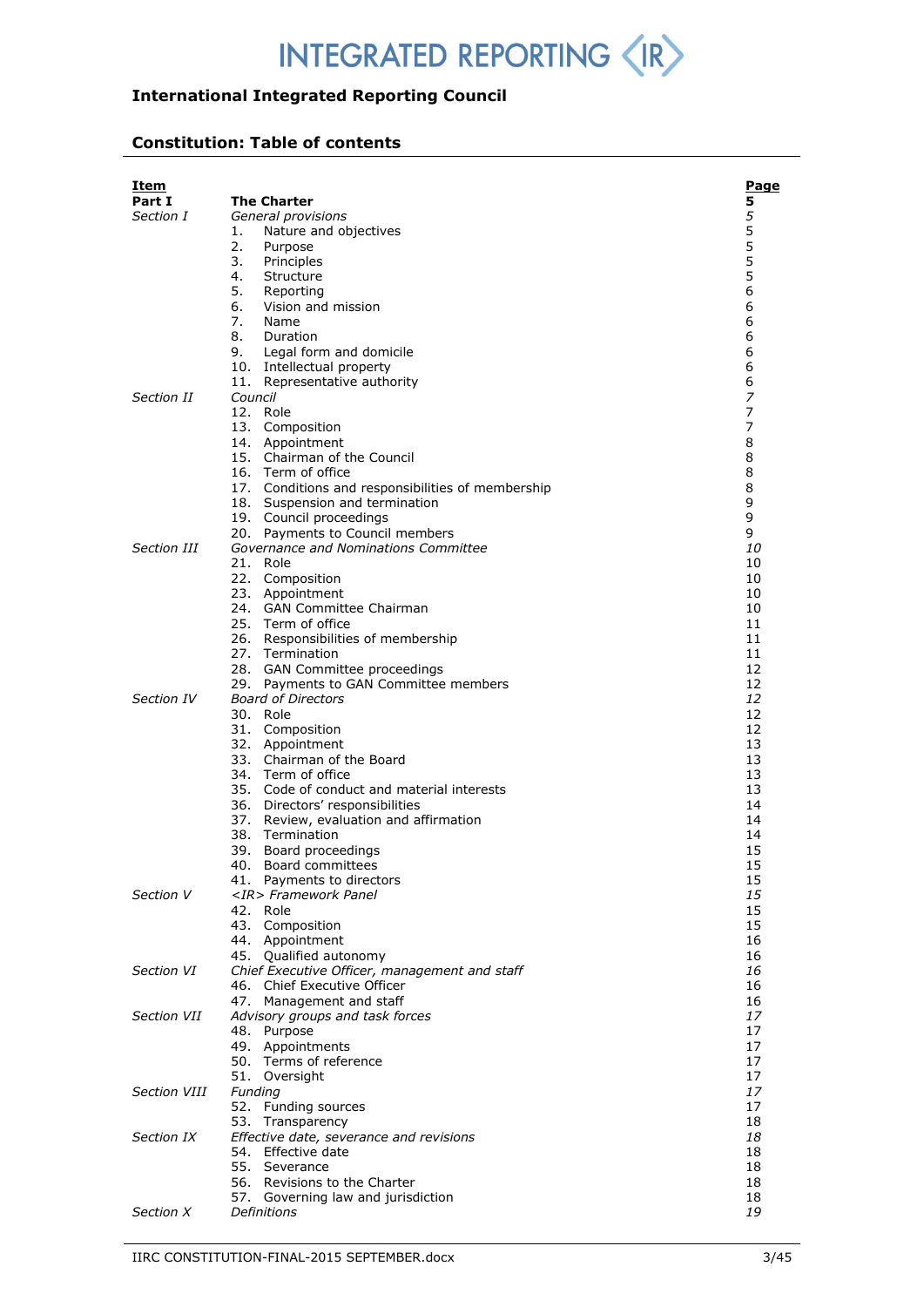INTEGRATED REPORTING <IR>

**International Integrated Reporting Council**

## Constitution: Table of contents

| Item | | Page |
|---|---|---|
| **Part I** | **The Charter** | **5** |
| *Section I* | *General provisions* | *5* |
| | 1. Nature and objectives | 5 |
| | 2. Purpose | 5 |
| | 3. Principles | 5 |
| | 4. Structure | 5 |
| | 5. Reporting | 6 |
| | 6. Vision and mission | 6 |
| | 7. Name | 6 |
| | 8. Duration | 6 |
| | 9. Legal form and domicile | 6 |
| | 10. Intellectual property | 6 |
| | 11. Representative authority | 6 |
| *Section II* | *Council* | *7* |
| | 12. Role | 7 |
| | 13. Composition | 7 |
| | 14. Appointment | 8 |
| | 15. Chairman of the Council | 8 |
| | 16. Term of office | 8 |
| | 17. Conditions and responsibilities of membership | 8 |
| | 18. Suspension and termination | 9 |
| | 19. Council proceedings | 9 |
| | 20. Payments to Council members | 9 |
| *Section III* | *Governance and Nominations Committee* | *10* |
| | 21. Role | 10 |
| | 22. Composition | 10 |
| | 23. Appointment | 10 |
| | 24. GAN Committee Chairman | 10 |
| | 25. Term of office | 11 |
| | 26. Responsibilities of membership | 11 |
| | 27. Termination | 11 |
| | 28. GAN Committee proceedings | 12 |
| | 29. Payments to GAN Committee members | 12 |
| *Section IV* | *Board of Directors* | *12* |
| | 30. Role | 12 |
| | 31. Composition | 12 |
| | 32. Appointment | 13 |
| | 33. Chairman of the Board | 13 |
| | 34. Term of office | 13 |
| | 35. Code of conduct and material interests | 13 |
| | 36. Directors' responsibilities | 14 |
| | 37. Review, evaluation and affirmation | 14 |
| | 38. Termination | 14 |
| | 39. Board proceedings | 15 |
| | 40. Board committees | 15 |
| | 41. Payments to directors | 15 |
| *Section V* | *<IR> Framework Panel* | *15* |
| | 42. Role | 15 |
| | 43. Composition | 15 |
| | 44. Appointment | 16 |
| | 45. Qualified autonomy | 16 |
| *Section VI* | *Chief Executive Officer, management and staff* | *16* |
| | 46. Chief Executive Officer | 16 |
| | 47. Management and staff | 16 |
| *Section VII* | *Advisory groups and task forces* | *17* |
| | 48. Purpose | 17 |
| | 49. Appointments | 17 |
| | 50. Terms of reference | 17 |
| | 51. Oversight | 17 |
| *Section VIII* | *Funding* | *17* |
| | 52. Funding sources | 17 |
| | 53. Transparency | 18 |
| *Section IX* | *Effective date, severance and revisions* | *18* |
| | 54. Effective date | 18 |
| | 55. Severance | 18 |
| | 56. Revisions to the Charter | 18 |
| | 57. Governing law and jurisdiction | 18 |
| *Section X* | *Definitions* | *19* |

IIRC CONSTITUTION-FINAL-2015 SEPTEMBER.docx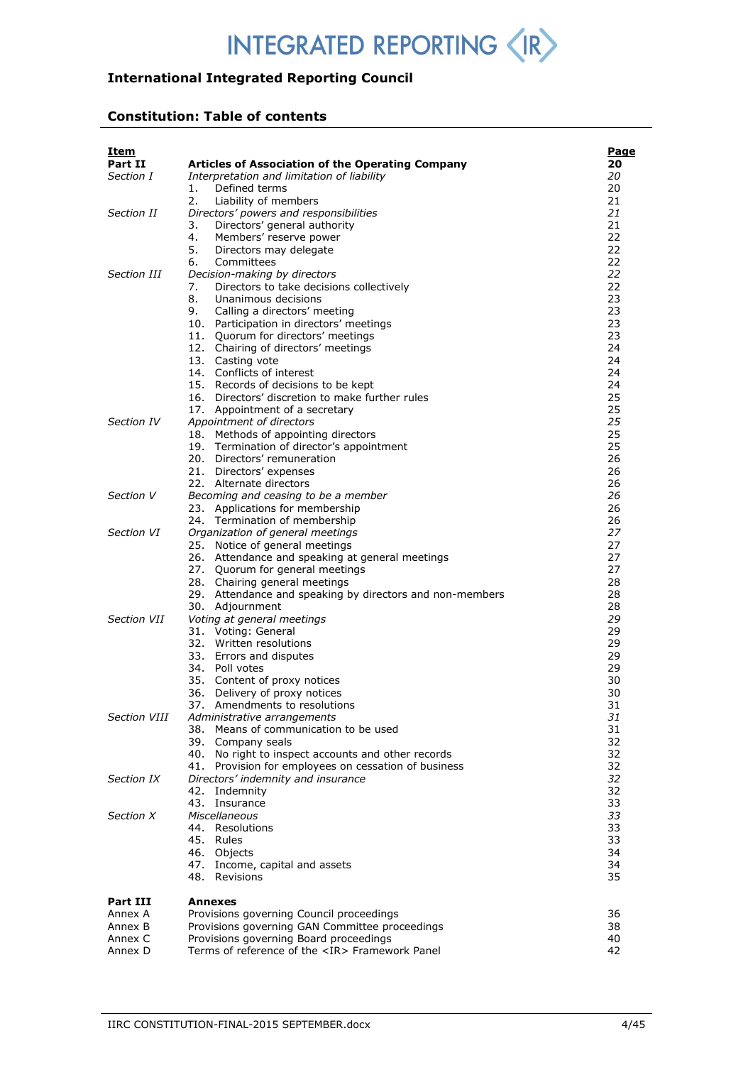INTEGRATED REPORTING <IR>

## International Integrated Reporting Council

### Constitution: Table of contents

| Item | | Page |
|---|---|---|
| **Part II** | **Articles of Association of the Operating Company** | **20** |
| *Section I* | *Interpretation and limitation of liability* | *20* |
| | 1. Defined terms | 20 |
| | 2. Liability of members | 21 |
| *Section II* | *Directors' powers and responsibilities* | *21* |
| | 3. Directors' general authority | 21 |
| | 4. Members' reserve power | 22 |
| | 5. Directors may delegate | 22 |
| | 6. Committees | 22 |
| *Section III* | *Decision-making by directors* | *22* |
| | 7. Directors to take decisions collectively | 22 |
| | 8. Unanimous decisions | 23 |
| | 9. Calling a directors' meeting | 23 |
| | 10. Participation in directors' meetings | 23 |
| | 11. Quorum for directors' meetings | 23 |
| | 12. Chairing of directors' meetings | 24 |
| | 13. Casting vote | 24 |
| | 14. Conflicts of interest | 24 |
| | 15. Records of decisions to be kept | 24 |
| | 16. Directors' discretion to make further rules | 25 |
| | 17. Appointment of a secretary | 25 |
| *Section IV* | *Appointment of directors* | *25* |
| | 18. Methods of appointing directors | 25 |
| | 19. Termination of director's appointment | 25 |
| | 20. Directors' remuneration | 26 |
| | 21. Directors' expenses | 26 |
| | 22. Alternate directors | 26 |
| *Section V* | *Becoming and ceasing to be a member* | *26* |
| | 23. Applications for membership | 26 |
| | 24. Termination of membership | 26 |
| *Section VI* | *Organization of general meetings* | *27* |
| | 25. Notice of general meetings | 27 |
| | 26. Attendance and speaking at general meetings | 27 |
| | 27. Quorum for general meetings | 27 |
| | 28. Chairing general meetings | 28 |
| | 29. Attendance and speaking by directors and non-members | 28 |
| | 30. Adjournment | 28 |
| *Section VII* | *Voting at general meetings* | *29* |
| | 31. Voting: General | 29 |
| | 32. Written resolutions | 29 |
| | 33. Errors and disputes | 29 |
| | 34. Poll votes | 29 |
| | 35. Content of proxy notices | 30 |
| | 36. Delivery of proxy notices | 30 |
| | 37. Amendments to resolutions | 31 |
| *Section VIII* | *Administrative arrangements* | *31* |
| | 38. Means of communication to be used | 31 |
| | 39. Company seals | 32 |
| | 40. No right to inspect accounts and other records | 32 |
| | 41. Provision for employees on cessation of business | 32 |
| *Section IX* | *Directors' indemnity and insurance* | *32* |
| | 42. Indemnity | 32 |
| | 43. Insurance | 33 |
| *Section X* | *Miscellaneous* | *33* |
| | 44. Resolutions | 33 |
| | 45. Rules | 33 |
| | 46. Objects | 34 |
| | 47. Income, capital and assets | 34 |
| | 48. Revisions | 35 |
| **Part III** | **Annexes** | |
| Annex A | Provisions governing Council proceedings | 36 |
| Annex B | Provisions governing GAN Committee proceedings | 38 |
| Annex C | Provisions governing Board proceedings | 40 |
| Annex D | Terms of reference of the <IR> Framework Panel | 42 |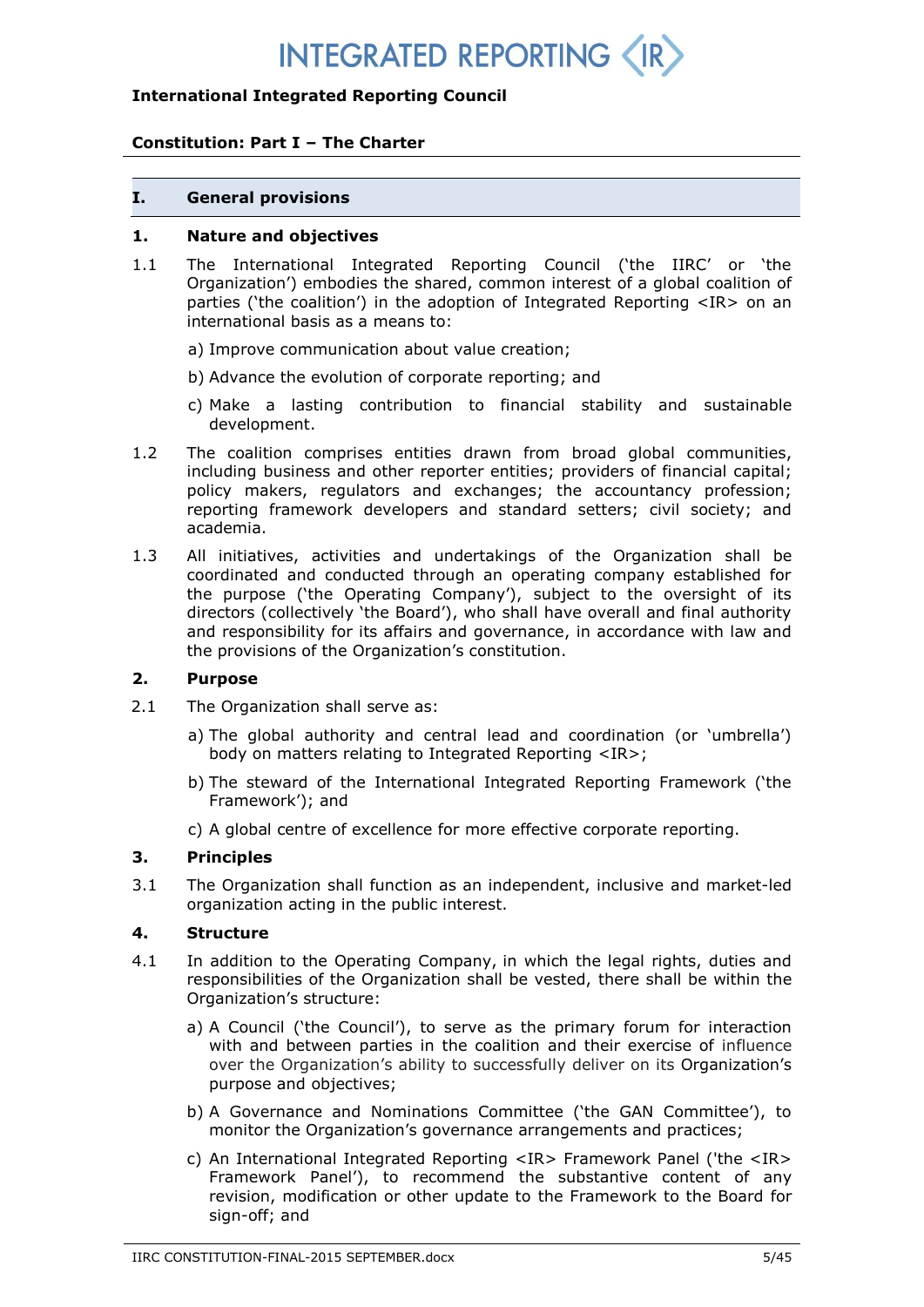INTEGRATED REPORTING <IR>

**International Integrated Reporting Council**

**Constitution: Part I – The Charter**

## I. General provisions

### 1. Nature and objectives

1.1 The International Integrated Reporting Council ('the IIRC' or 'the Organization') embodies the shared, common interest of a global coalition of parties ('the coalition') in the adoption of Integrated Reporting <IR> on an international basis as a means to:

a) Improve communication about value creation;

b) Advance the evolution of corporate reporting; and

c) Make a lasting contribution to financial stability and sustainable development.

1.2 The coalition comprises entities drawn from broad global communities, including business and other reporter entities; providers of financial capital; policy makers, regulators and exchanges; the accountancy profession; reporting framework developers and standard setters; civil society; and academia.

1.3 All initiatives, activities and undertakings of the Organization shall be coordinated and conducted through an operating company established for the purpose ('the Operating Company'), subject to the oversight of its directors (collectively 'the Board'), who shall have overall and final authority and responsibility for its affairs and governance, in accordance with law and the provisions of the Organization's constitution.

### 2. Purpose

2.1 The Organization shall serve as:

a) The global authority and central lead and coordination (or 'umbrella') body on matters relating to Integrated Reporting <IR>;

b) The steward of the International Integrated Reporting Framework ('the Framework'); and

c) A global centre of excellence for more effective corporate reporting.

### 3. Principles

3.1 The Organization shall function as an independent, inclusive and market-led organization acting in the public interest.

### 4. Structure

4.1 In addition to the Operating Company, in which the legal rights, duties and responsibilities of the Organization shall be vested, there shall be within the Organization's structure:

a) A Council ('the Council'), to serve as the primary forum for interaction with and between parties in the coalition and their exercise of influence over the Organization's ability to successfully deliver on its Organization's purpose and objectives;

b) A Governance and Nominations Committee ('the GAN Committee'), to monitor the Organization's governance arrangements and practices;

c) An International Integrated Reporting <IR> Framework Panel ('the <IR> Framework Panel'), to recommend the substantive content of any revision, modification or other update to the Framework to the Board for sign-off; and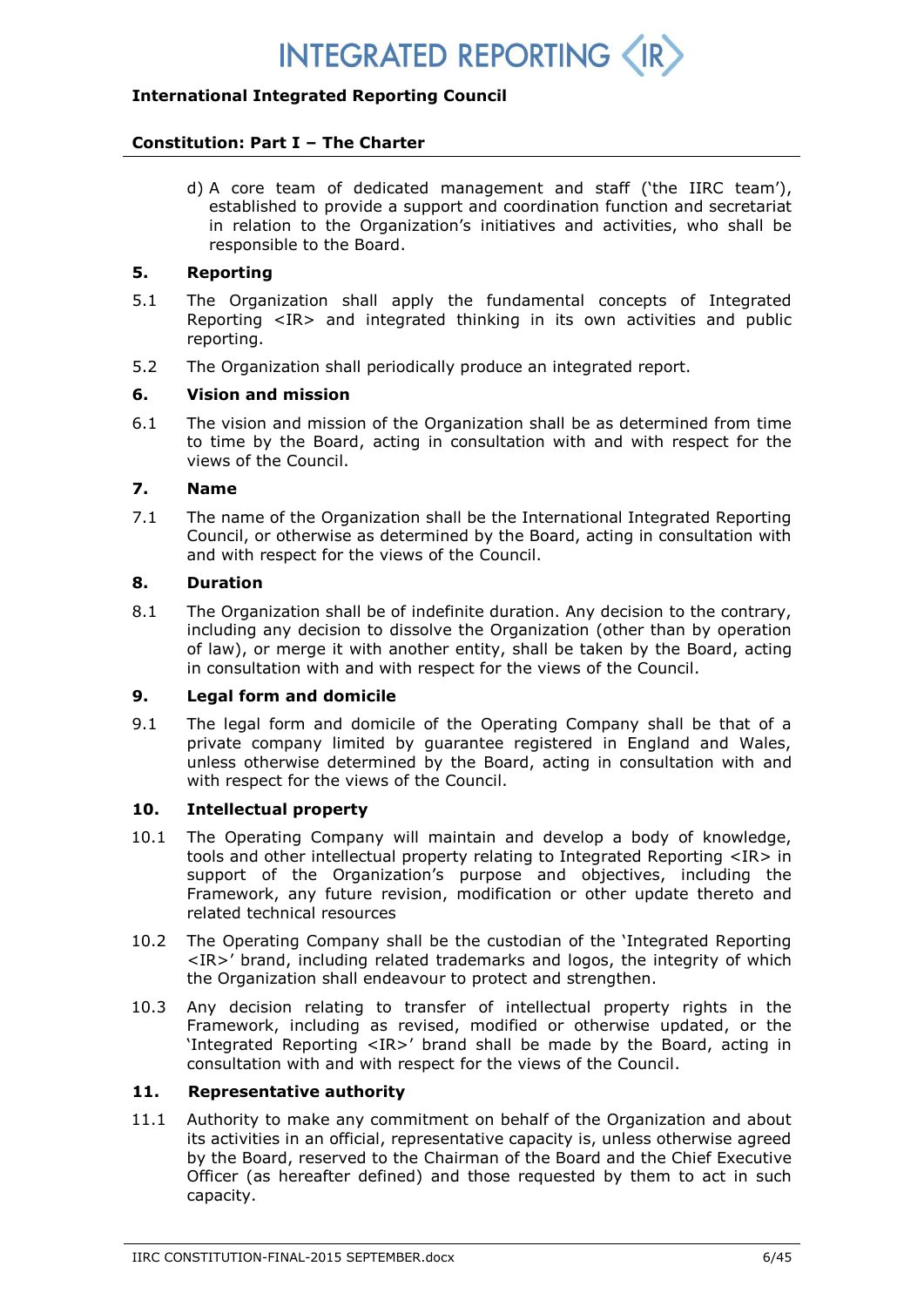d) A core team of dedicated management and staff ('the IIRC team'), established to provide a support and coordination function and secretariat in relation to the Organization's initiatives and activities, who shall be responsible to the Board.

## 5. Reporting

5.1 The Organization shall apply the fundamental concepts of Integrated Reporting <IR> and integrated thinking in its own activities and public reporting.

5.2 The Organization shall periodically produce an integrated report.

## 6. Vision and mission

6.1 The vision and mission of the Organization shall be as determined from time to time by the Board, acting in consultation with and with respect for the views of the Council.

## 7. Name

7.1 The name of the Organization shall be the International Integrated Reporting Council, or otherwise as determined by the Board, acting in consultation with and with respect for the views of the Council.

## 8. Duration

8.1 The Organization shall be of indefinite duration. Any decision to the contrary, including any decision to dissolve the Organization (other than by operation of law), or merge it with another entity, shall be taken by the Board, acting in consultation with and with respect for the views of the Council.

## 9. Legal form and domicile

9.1 The legal form and domicile of the Operating Company shall be that of a private company limited by guarantee registered in England and Wales, unless otherwise determined by the Board, acting in consultation with and with respect for the views of the Council.

## 10. Intellectual property

10.1 The Operating Company will maintain and develop a body of knowledge, tools and other intellectual property relating to Integrated Reporting <IR> in support of the Organization's purpose and objectives, including the Framework, any future revision, modification or other update thereto and related technical resources

10.2 The Operating Company shall be the custodian of the 'Integrated Reporting <IR>' brand, including related trademarks and logos, the integrity of which the Organization shall endeavour to protect and strengthen.

10.3 Any decision relating to transfer of intellectual property rights in the Framework, including as revised, modified or otherwise updated, or the 'Integrated Reporting <IR>' brand shall be made by the Board, acting in consultation with and with respect for the views of the Council.

## 11. Representative authority

11.1 Authority to make any commitment on behalf of the Organization and about its activities in an official, representative capacity is, unless otherwise agreed by the Board, reserved to the Chairman of the Board and the Chief Executive Officer (as hereafter defined) and those requested by them to act in such capacity.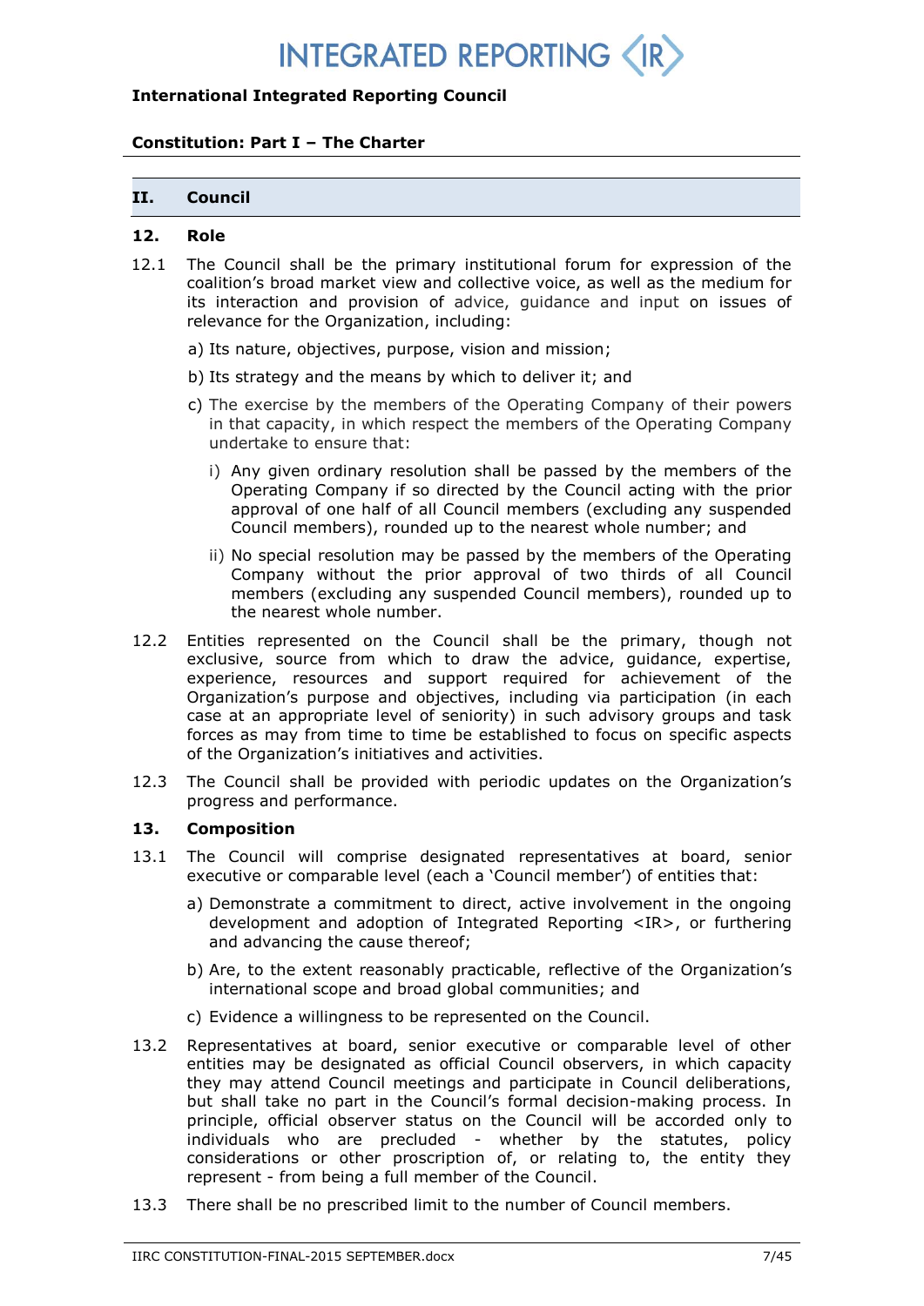**International Integrated Reporting Council**

**Constitution: Part I – The Charter**

## II. Council

### 12. Role

12.1 The Council shall be the primary institutional forum for expression of the coalition's broad market view and collective voice, as well as the medium for its interaction and provision of advice, guidance and input on issues of relevance for the Organization, including:

a) Its nature, objectives, purpose, vision and mission;

b) Its strategy and the means by which to deliver it; and

c) The exercise by the members of the Operating Company of their powers in that capacity, in which respect the members of the Operating Company undertake to ensure that:

i) Any given ordinary resolution shall be passed by the members of the Operating Company if so directed by the Council acting with the prior approval of one half of all Council members (excluding any suspended Council members), rounded up to the nearest whole number; and

ii) No special resolution may be passed by the members of the Operating Company without the prior approval of two thirds of all Council members (excluding any suspended Council members), rounded up to the nearest whole number.

12.2 Entities represented on the Council shall be the primary, though not exclusive, source from which to draw the advice, guidance, expertise, experience, resources and support required for achievement of the Organization's purpose and objectives, including via participation (in each case at an appropriate level of seniority) in such advisory groups and task forces as may from time to time be established to focus on specific aspects of the Organization's initiatives and activities.

12.3 The Council shall be provided with periodic updates on the Organization's progress and performance.

### 13. Composition

13.1 The Council will comprise designated representatives at board, senior executive or comparable level (each a 'Council member') of entities that:

a) Demonstrate a commitment to direct, active involvement in the ongoing development and adoption of Integrated Reporting <IR>, or furthering and advancing the cause thereof;

b) Are, to the extent reasonably practicable, reflective of the Organization's international scope and broad global communities; and

c) Evidence a willingness to be represented on the Council.

13.2 Representatives at board, senior executive or comparable level of other entities may be designated as official Council observers, in which capacity they may attend Council meetings and participate in Council deliberations, but shall take no part in the Council's formal decision-making process. In principle, official observer status on the Council will be accorded only to individuals who are precluded - whether by the statutes, policy considerations or other proscription of, or relating to, the entity they represent - from being a full member of the Council.

13.3 There shall be no prescribed limit to the number of Council members.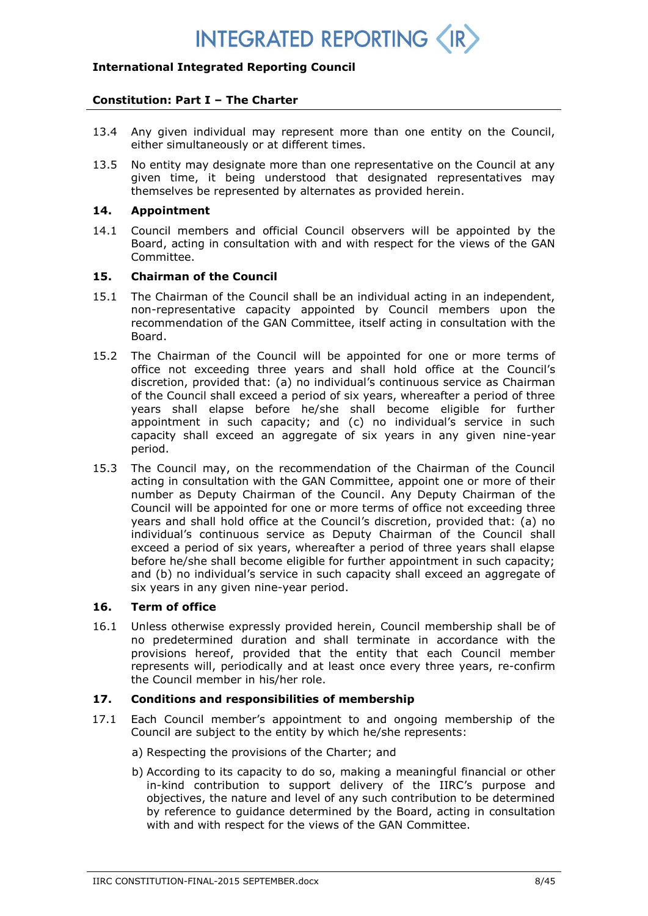13.4 Any given individual may represent more than one entity on the Council, either simultaneously or at different times.

13.5 No entity may designate more than one representative on the Council at any given time, it being understood that designated representatives may themselves be represented by alternates as provided herein.

## 14. Appointment

14.1 Council members and official Council observers will be appointed by the Board, acting in consultation with and with respect for the views of the GAN Committee.

## 15. Chairman of the Council

15.1 The Chairman of the Council shall be an individual acting in an independent, non-representative capacity appointed by Council members upon the recommendation of the GAN Committee, itself acting in consultation with the Board.

15.2 The Chairman of the Council will be appointed for one or more terms of office not exceeding three years and shall hold office at the Council's discretion, provided that: (a) no individual's continuous service as Chairman of the Council shall exceed a period of six years, whereafter a period of three years shall elapse before he/she shall become eligible for further appointment in such capacity; and (c) no individual's service in such capacity shall exceed an aggregate of six years in any given nine-year period.

15.3 The Council may, on the recommendation of the Chairman of the Council acting in consultation with the GAN Committee, appoint one or more of their number as Deputy Chairman of the Council. Any Deputy Chairman of the Council will be appointed for one or more terms of office not exceeding three years and shall hold office at the Council's discretion, provided that: (a) no individual's continuous service as Deputy Chairman of the Council shall exceed a period of six years, whereafter a period of three years shall elapse before he/she shall become eligible for further appointment in such capacity; and (b) no individual's service in such capacity shall exceed an aggregate of six years in any given nine-year period.

## 16. Term of office

16.1 Unless otherwise expressly provided herein, Council membership shall be of no predetermined duration and shall terminate in accordance with the provisions hereof, provided that the entity that each Council member represents will, periodically and at least once every three years, re-confirm the Council member in his/her role.

## 17. Conditions and responsibilities of membership

17.1 Each Council member's appointment to and ongoing membership of the Council are subject to the entity by which he/she represents:

a) Respecting the provisions of the Charter; and

b) According to its capacity to do so, making a meaningful financial or other in-kind contribution to support delivery of the IIRC's purpose and objectives, the nature and level of any such contribution to be determined by reference to guidance determined by the Board, acting in consultation with and with respect for the views of the GAN Committee.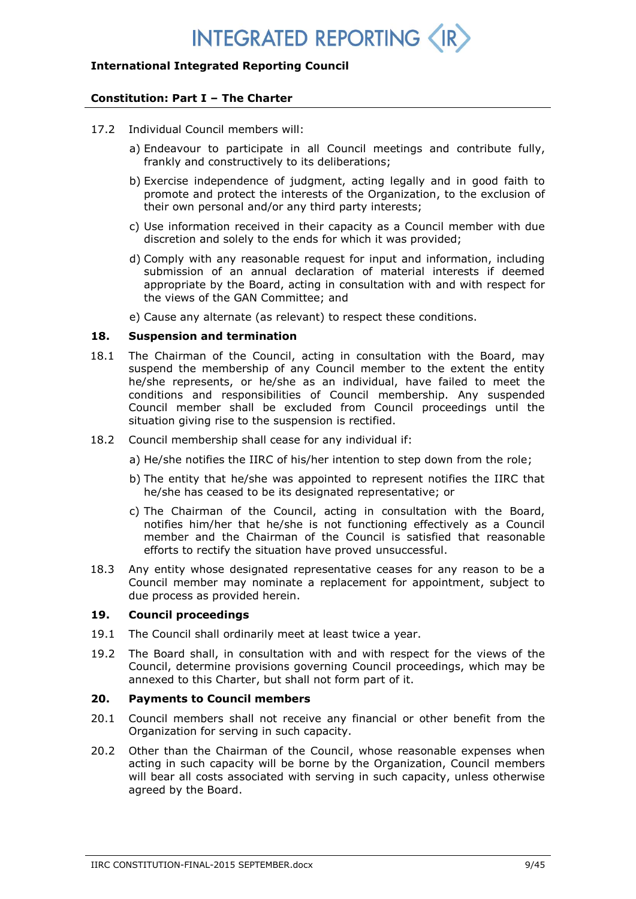17.2 Individual Council members will:

a) Endeavour to participate in all Council meetings and contribute fully, frankly and constructively to its deliberations;

b) Exercise independence of judgment, acting legally and in good faith to promote and protect the interests of the Organization, to the exclusion of their own personal and/or any third party interests;

c) Use information received in their capacity as a Council member with due discretion and solely to the ends for which it was provided;

d) Comply with any reasonable request for input and information, including submission of an annual declaration of material interests if deemed appropriate by the Board, acting in consultation with and with respect for the views of the GAN Committee; and

e) Cause any alternate (as relevant) to respect these conditions.

**18. Suspension and termination**

18.1 The Chairman of the Council, acting in consultation with the Board, may suspend the membership of any Council member to the extent the entity he/she represents, or he/she as an individual, have failed to meet the conditions and responsibilities of Council membership. Any suspended Council member shall be excluded from Council proceedings until the situation giving rise to the suspension is rectified.

18.2 Council membership shall cease for any individual if:

a) He/she notifies the IIRC of his/her intention to step down from the role;

b) The entity that he/she was appointed to represent notifies the IIRC that he/she has ceased to be its designated representative; or

c) The Chairman of the Council, acting in consultation with the Board, notifies him/her that he/she is not functioning effectively as a Council member and the Chairman of the Council is satisfied that reasonable efforts to rectify the situation have proved unsuccessful.

18.3 Any entity whose designated representative ceases for any reason to be a Council member may nominate a replacement for appointment, subject to due process as provided herein.

**19. Council proceedings**

19.1 The Council shall ordinarily meet at least twice a year.

19.2 The Board shall, in consultation with and with respect for the views of the Council, determine provisions governing Council proceedings, which may be annexed to this Charter, but shall not form part of it.

**20. Payments to Council members**

20.1 Council members shall not receive any financial or other benefit from the Organization for serving in such capacity.

20.2 Other than the Chairman of the Council, whose reasonable expenses when acting in such capacity will be borne by the Organization, Council members will bear all costs associated with serving in such capacity, unless otherwise agreed by the Board.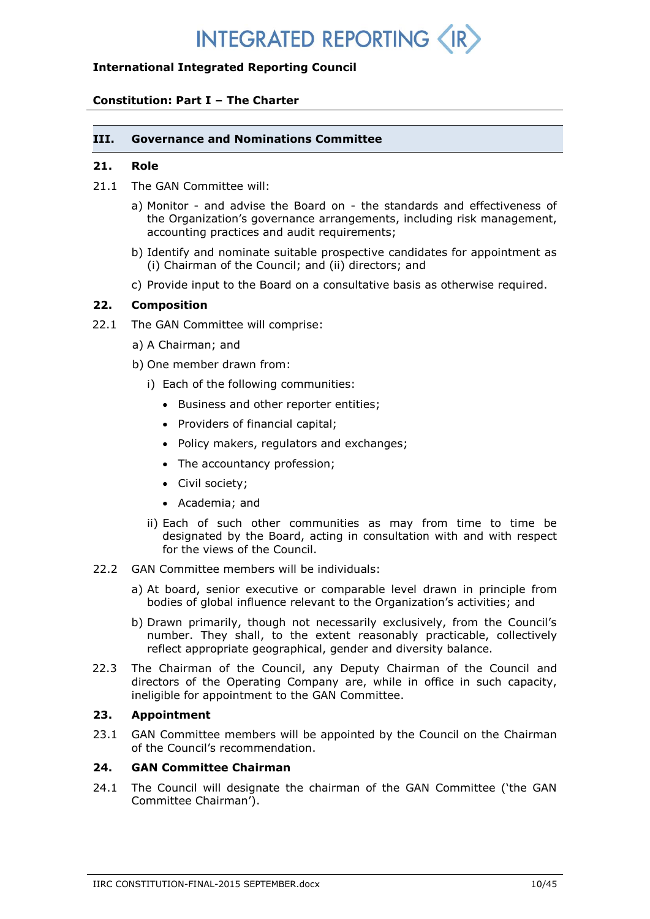**International Integrated Reporting Council**

**Constitution: Part I – The Charter**

## III. Governance and Nominations Committee

### 21. Role

21.1 The GAN Committee will:

a) Monitor - and advise the Board on - the standards and effectiveness of the Organization's governance arrangements, including risk management, accounting practices and audit requirements;

b) Identify and nominate suitable prospective candidates for appointment as (i) Chairman of the Council; and (ii) directors; and

c) Provide input to the Board on a consultative basis as otherwise required.

### 22. Composition

22.1 The GAN Committee will comprise:

a) A Chairman; and

b) One member drawn from:

i) Each of the following communities:

- Business and other reporter entities;
- Providers of financial capital;
- Policy makers, regulators and exchanges;
- The accountancy profession;
- Civil society;
- Academia; and

ii) Each of such other communities as may from time to time be designated by the Board, acting in consultation with and with respect for the views of the Council.

22.2 GAN Committee members will be individuals:

a) At board, senior executive or comparable level drawn in principle from bodies of global influence relevant to the Organization's activities; and

b) Drawn primarily, though not necessarily exclusively, from the Council's number. They shall, to the extent reasonably practicable, collectively reflect appropriate geographical, gender and diversity balance.

22.3 The Chairman of the Council, any Deputy Chairman of the Council and directors of the Operating Company are, while in office in such capacity, ineligible for appointment to the GAN Committee.

### 23. Appointment

23.1 GAN Committee members will be appointed by the Council on the Chairman of the Council's recommendation.

### 24. GAN Committee Chairman

24.1 The Council will designate the chairman of the GAN Committee ('the GAN Committee Chairman').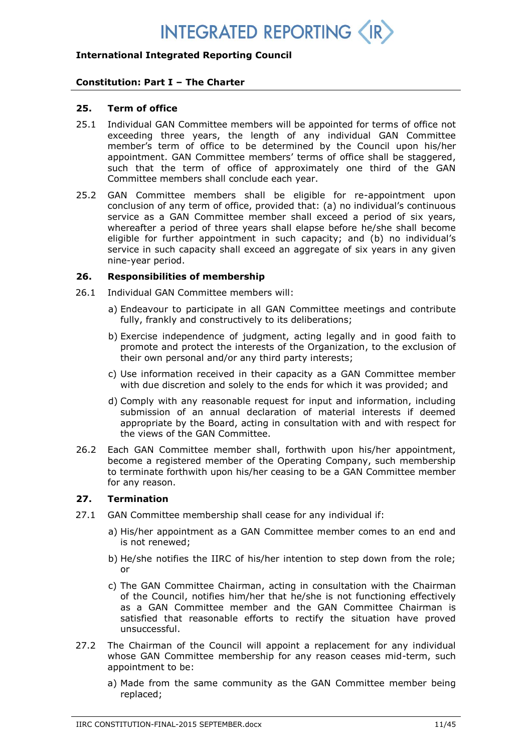### 25. Term of office

25.1 Individual GAN Committee members will be appointed for terms of office not exceeding three years, the length of any individual GAN Committee member's term of office to be determined by the Council upon his/her appointment. GAN Committee members' terms of office shall be staggered, such that the term of office of approximately one third of the GAN Committee members shall conclude each year.

25.2 GAN Committee members shall be eligible for re-appointment upon conclusion of any term of office, provided that: (a) no individual's continuous service as a GAN Committee member shall exceed a period of six years, whereafter a period of three years shall elapse before he/she shall become eligible for further appointment in such capacity; and (b) no individual's service in such capacity shall exceed an aggregate of six years in any given nine-year period.

### 26. Responsibilities of membership

26.1 Individual GAN Committee members will:

a) Endeavour to participate in all GAN Committee meetings and contribute fully, frankly and constructively to its deliberations;

b) Exercise independence of judgment, acting legally and in good faith to promote and protect the interests of the Organization, to the exclusion of their own personal and/or any third party interests;

c) Use information received in their capacity as a GAN Committee member with due discretion and solely to the ends for which it was provided; and

d) Comply with any reasonable request for input and information, including submission of an annual declaration of material interests if deemed appropriate by the Board, acting in consultation with and with respect for the views of the GAN Committee.

26.2 Each GAN Committee member shall, forthwith upon his/her appointment, become a registered member of the Operating Company, such membership to terminate forthwith upon his/her ceasing to be a GAN Committee member for any reason.

### 27. Termination

27.1 GAN Committee membership shall cease for any individual if:

a) His/her appointment as a GAN Committee member comes to an end and is not renewed;

b) He/she notifies the IIRC of his/her intention to step down from the role; or

c) The GAN Committee Chairman, acting in consultation with the Chairman of the Council, notifies him/her that he/she is not functioning effectively as a GAN Committee member and the GAN Committee Chairman is satisfied that reasonable efforts to rectify the situation have proved unsuccessful.

27.2 The Chairman of the Council will appoint a replacement for any individual whose GAN Committee membership for any reason ceases mid-term, such appointment to be:

a) Made from the same community as the GAN Committee member being replaced;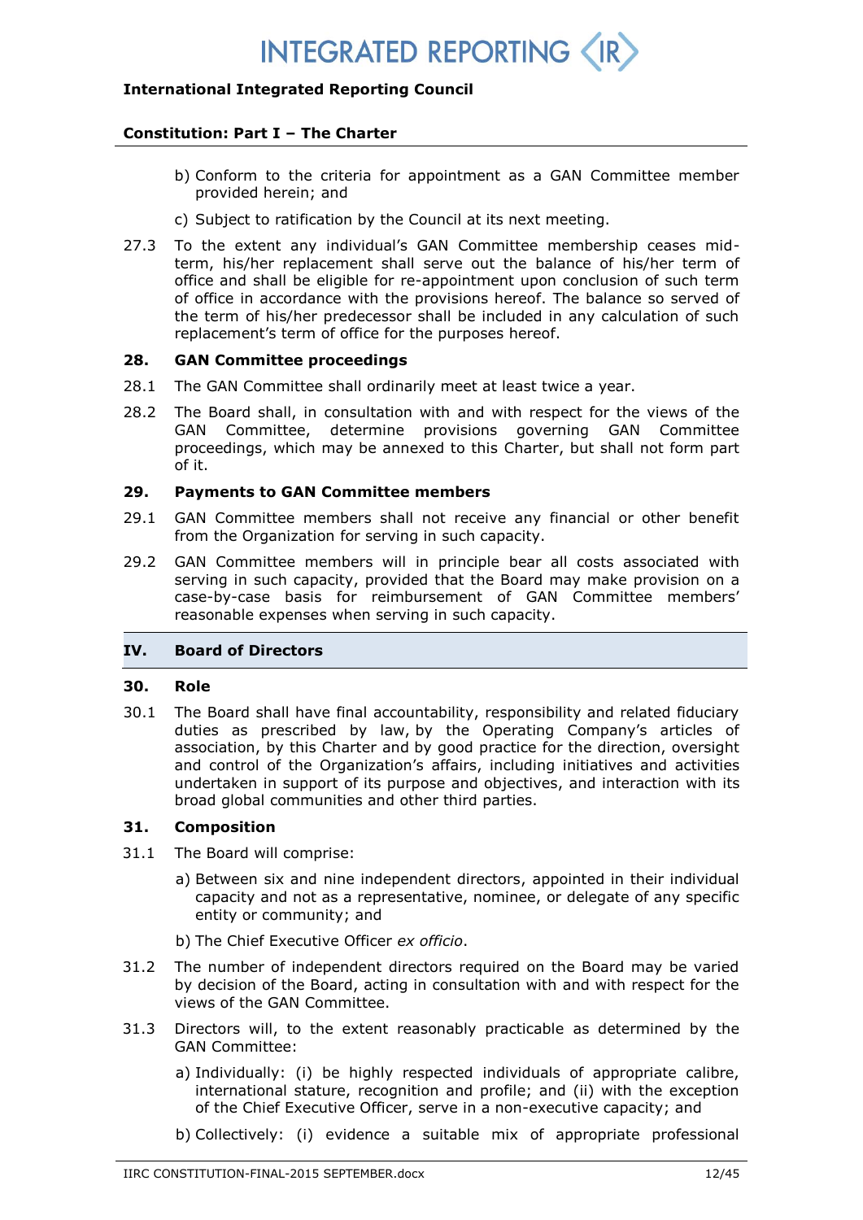b) Conform to the criteria for appointment as a GAN Committee member provided herein; and

c) Subject to ratification by the Council at its next meeting.

27.3 To the extent any individual's GAN Committee membership ceases mid-term, his/her replacement shall serve out the balance of his/her term of office and shall be eligible for re-appointment upon conclusion of such term of office in accordance with the provisions hereof. The balance so served of the term of his/her predecessor shall be included in any calculation of such replacement's term of office for the purposes hereof.

### 28. GAN Committee proceedings

28.1 The GAN Committee shall ordinarily meet at least twice a year.

28.2 The Board shall, in consultation with and with respect for the views of the GAN Committee, determine provisions governing GAN Committee proceedings, which may be annexed to this Charter, but shall not form part of it.

### 29. Payments to GAN Committee members

29.1 GAN Committee members shall not receive any financial or other benefit from the Organization for serving in such capacity.

29.2 GAN Committee members will in principle bear all costs associated with serving in such capacity, provided that the Board may make provision on a case-by-case basis for reimbursement of GAN Committee members' reasonable expenses when serving in such capacity.

## IV. Board of Directors

### 30. Role

30.1 The Board shall have final accountability, responsibility and related fiduciary duties as prescribed by law, by the Operating Company's articles of association, by this Charter and by good practice for the direction, oversight and control of the Organization's affairs, including initiatives and activities undertaken in support of its purpose and objectives, and interaction with its broad global communities and other third parties.

### 31. Composition

31.1 The Board will comprise:

a) Between six and nine independent directors, appointed in their individual capacity and not as a representative, nominee, or delegate of any specific entity or community; and

b) The Chief Executive Officer *ex officio*.

31.2 The number of independent directors required on the Board may be varied by decision of the Board, acting in consultation with and with respect for the views of the GAN Committee.

31.3 Directors will, to the extent reasonably practicable as determined by the GAN Committee:

a) Individually: (i) be highly respected individuals of appropriate calibre, international stature, recognition and profile; and (ii) with the exception of the Chief Executive Officer, serve in a non-executive capacity; and

b) Collectively: (i) evidence a suitable mix of appropriate professional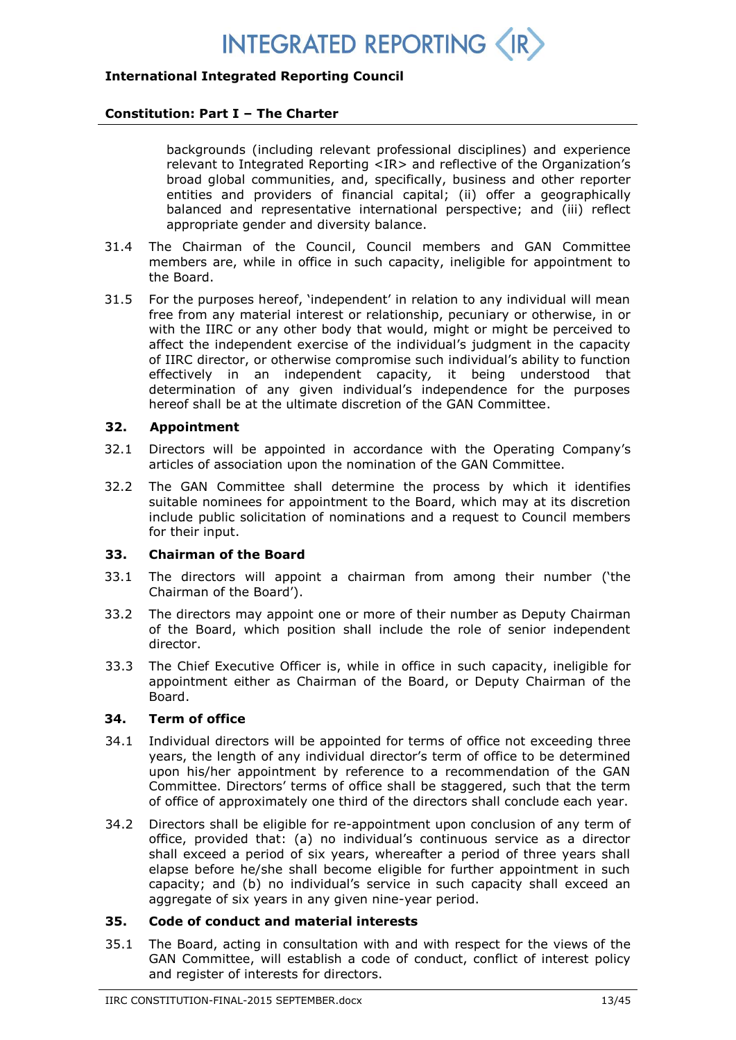backgrounds (including relevant professional disciplines) and experience relevant to Integrated Reporting <IR> and reflective of the Organization's broad global communities, and, specifically, business and other reporter entities and providers of financial capital; (ii) offer a geographically balanced and representative international perspective; and (iii) reflect appropriate gender and diversity balance.

31.4 The Chairman of the Council, Council members and GAN Committee members are, while in office in such capacity, ineligible for appointment to the Board.

31.5 For the purposes hereof, 'independent' in relation to any individual will mean free from any material interest or relationship, pecuniary or otherwise, in or with the IIRC or any other body that would, might or might be perceived to affect the independent exercise of the individual's judgment in the capacity of IIRC director, or otherwise compromise such individual's ability to function effectively in an independent capacity, it being understood that determination of any given individual's independence for the purposes hereof shall be at the ultimate discretion of the GAN Committee.

## 32. Appointment

32.1 Directors will be appointed in accordance with the Operating Company's articles of association upon the nomination of the GAN Committee.

32.2 The GAN Committee shall determine the process by which it identifies suitable nominees for appointment to the Board, which may at its discretion include public solicitation of nominations and a request to Council members for their input.

## 33. Chairman of the Board

33.1 The directors will appoint a chairman from among their number ('the Chairman of the Board').

33.2 The directors may appoint one or more of their number as Deputy Chairman of the Board, which position shall include the role of senior independent director.

33.3 The Chief Executive Officer is, while in office in such capacity, ineligible for appointment either as Chairman of the Board, or Deputy Chairman of the Board.

## 34. Term of office

34.1 Individual directors will be appointed for terms of office not exceeding three years, the length of any individual director's term of office to be determined upon his/her appointment by reference to a recommendation of the GAN Committee. Directors' terms of office shall be staggered, such that the term of office of approximately one third of the directors shall conclude each year.

34.2 Directors shall be eligible for re-appointment upon conclusion of any term of office, provided that: (a) no individual's continuous service as a director shall exceed a period of six years, whereafter a period of three years shall elapse before he/she shall become eligible for further appointment in such capacity; and (b) no individual's service in such capacity shall exceed an aggregate of six years in any given nine-year period.

## 35. Code of conduct and material interests

35.1 The Board, acting in consultation with and with respect for the views of the GAN Committee, will establish a code of conduct, conflict of interest policy and register of interests for directors.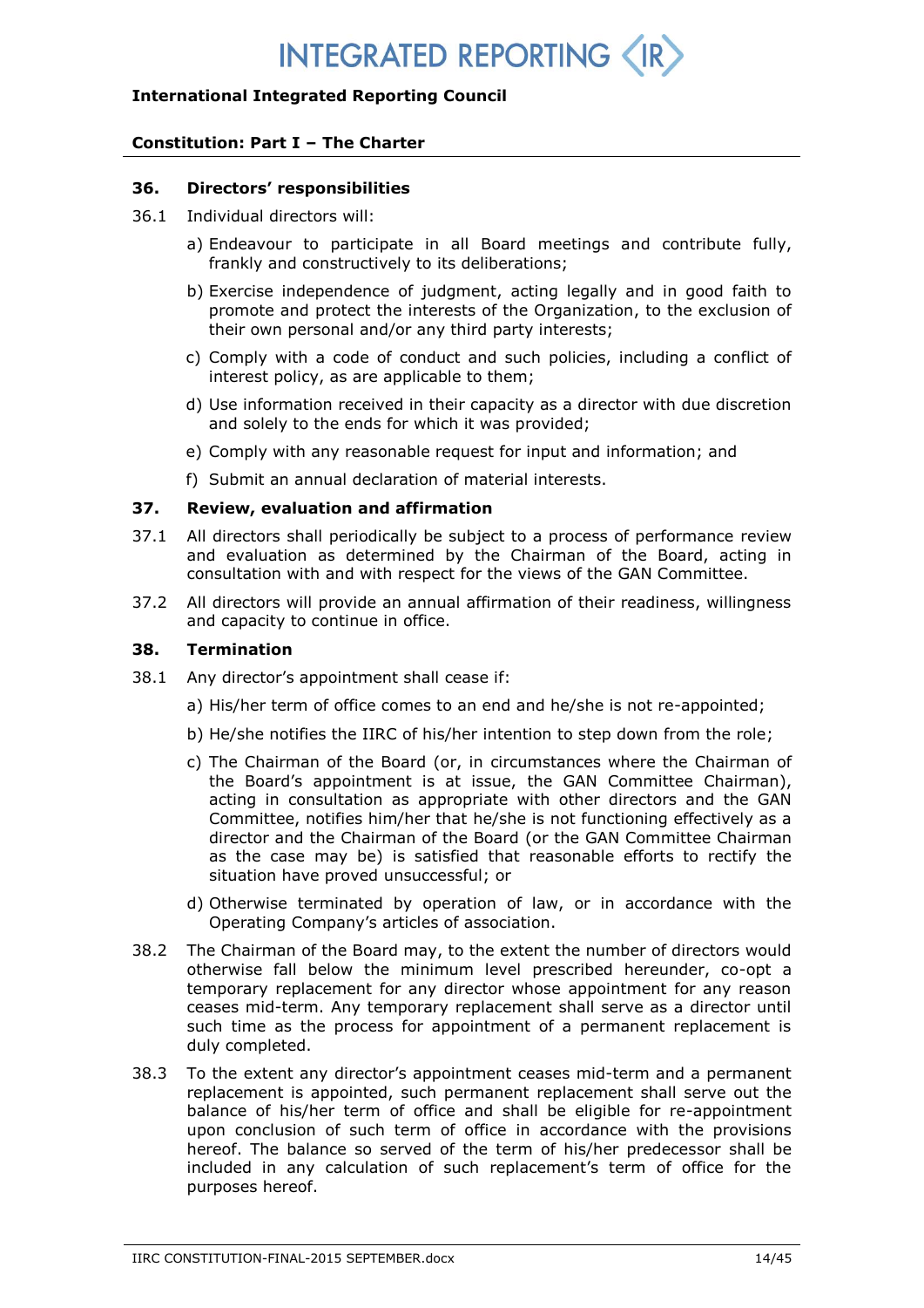### 36. Directors' responsibilities

36.1 Individual directors will:

a) Endeavour to participate in all Board meetings and contribute fully, frankly and constructively to its deliberations;

b) Exercise independence of judgment, acting legally and in good faith to promote and protect the interests of the Organization, to the exclusion of their own personal and/or any third party interests;

c) Comply with a code of conduct and such policies, including a conflict of interest policy, as are applicable to them;

d) Use information received in their capacity as a director with due discretion and solely to the ends for which it was provided;

e) Comply with any reasonable request for input and information; and

f) Submit an annual declaration of material interests.

### 37. Review, evaluation and affirmation

37.1 All directors shall periodically be subject to a process of performance review and evaluation as determined by the Chairman of the Board, acting in consultation with and with respect for the views of the GAN Committee.

37.2 All directors will provide an annual affirmation of their readiness, willingness and capacity to continue in office.

### 38. Termination

38.1 Any director's appointment shall cease if:

a) His/her term of office comes to an end and he/she is not re-appointed;

b) He/she notifies the IIRC of his/her intention to step down from the role;

c) The Chairman of the Board (or, in circumstances where the Chairman of the Board's appointment is at issue, the GAN Committee Chairman), acting in consultation as appropriate with other directors and the GAN Committee, notifies him/her that he/she is not functioning effectively as a director and the Chairman of the Board (or the GAN Committee Chairman as the case may be) is satisfied that reasonable efforts to rectify the situation have proved unsuccessful; or

d) Otherwise terminated by operation of law, or in accordance with the Operating Company's articles of association.

38.2 The Chairman of the Board may, to the extent the number of directors would otherwise fall below the minimum level prescribed hereunder, co-opt a temporary replacement for any director whose appointment for any reason ceases mid-term. Any temporary replacement shall serve as a director until such time as the process for appointment of a permanent replacement is duly completed.

38.3 To the extent any director's appointment ceases mid-term and a permanent replacement is appointed, such permanent replacement shall serve out the balance of his/her term of office and shall be eligible for re-appointment upon conclusion of such term of office in accordance with the provisions hereof. The balance so served of the term of his/her predecessor shall be included in any calculation of such replacement's term of office for the purposes hereof.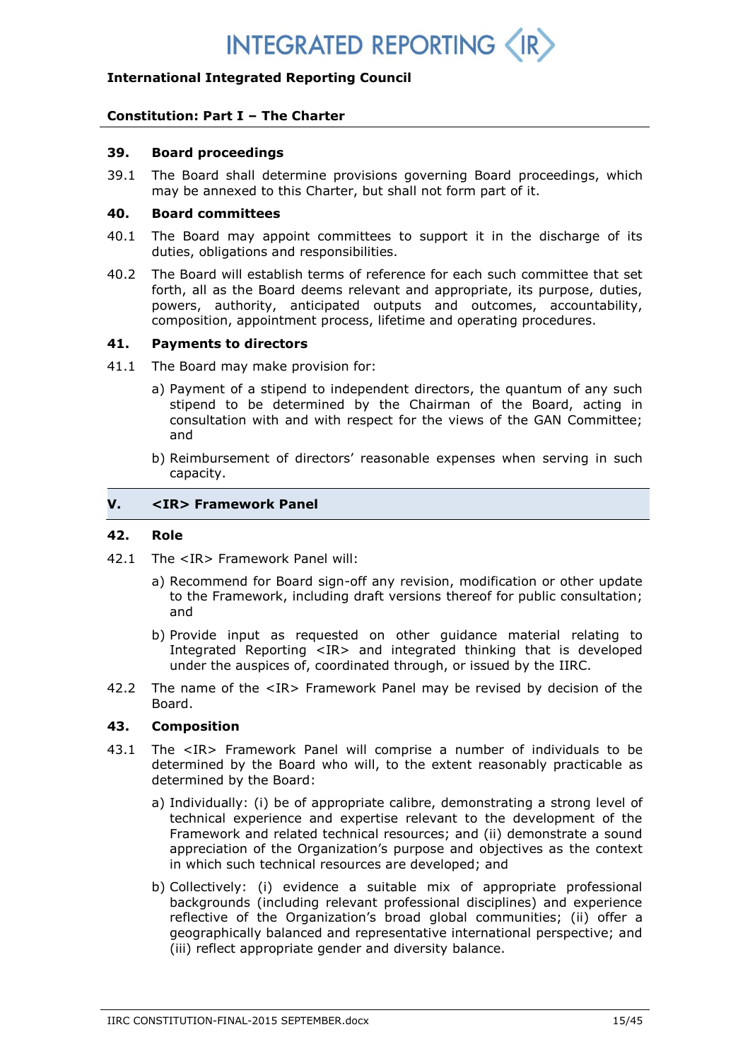### 39. Board proceedings

39.1 The Board shall determine provisions governing Board proceedings, which may be annexed to this Charter, but shall not form part of it.

### 40. Board committees

40.1 The Board may appoint committees to support it in the discharge of its duties, obligations and responsibilities.

40.2 The Board will establish terms of reference for each such committee that set forth, all as the Board deems relevant and appropriate, its purpose, duties, powers, authority, anticipated outputs and outcomes, accountability, composition, appointment process, lifetime and operating procedures.

### 41. Payments to directors

41.1 The Board may make provision for:

a) Payment of a stipend to independent directors, the quantum of any such stipend to be determined by the Chairman of the Board, acting in consultation with and with respect for the views of the GAN Committee; and

b) Reimbursement of directors' reasonable expenses when serving in such capacity.

## V. <IR> Framework Panel

### 42. Role

42.1 The <IR> Framework Panel will:

a) Recommend for Board sign-off any revision, modification or other update to the Framework, including draft versions thereof for public consultation; and

b) Provide input as requested on other guidance material relating to Integrated Reporting <IR> and integrated thinking that is developed under the auspices of, coordinated through, or issued by the IIRC.

42.2 The name of the <IR> Framework Panel may be revised by decision of the Board.

### 43. Composition

43.1 The <IR> Framework Panel will comprise a number of individuals to be determined by the Board who will, to the extent reasonably practicable as determined by the Board:

a) Individually: (i) be of appropriate calibre, demonstrating a strong level of technical experience and expertise relevant to the development of the Framework and related technical resources; and (ii) demonstrate a sound appreciation of the Organization's purpose and objectives as the context in which such technical resources are developed; and

b) Collectively: (i) evidence a suitable mix of appropriate professional backgrounds (including relevant professional disciplines) and experience reflective of the Organization's broad global communities; (ii) offer a geographically balanced and representative international perspective; and (iii) reflect appropriate gender and diversity balance.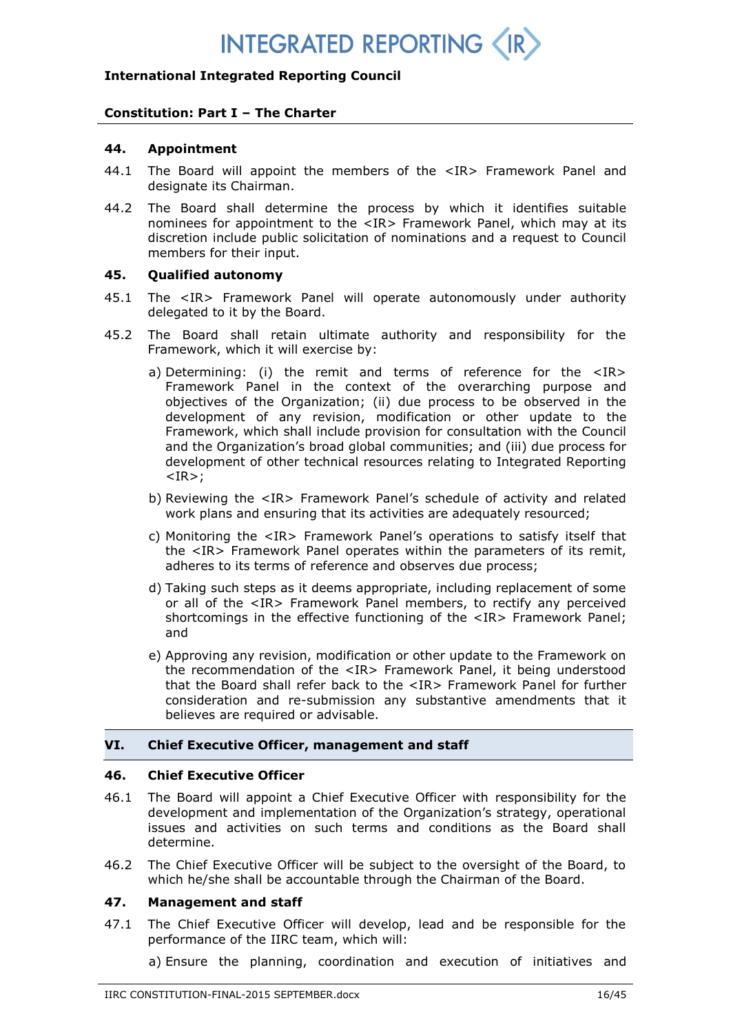### 44. Appointment

44.1 The Board will appoint the members of the <IR> Framework Panel and designate its Chairman.

44.2 The Board shall determine the process by which it identifies suitable nominees for appointment to the <IR> Framework Panel, which may at its discretion include public solicitation of nominations and a request to Council members for their input.

### 45. Qualified autonomy

45.1 The <IR> Framework Panel will operate autonomously under authority delegated to it by the Board.

45.2 The Board shall retain ultimate authority and responsibility for the Framework, which it will exercise by:

a) Determining: (i) the remit and terms of reference for the <IR> Framework Panel in the context of the overarching purpose and objectives of the Organization; (ii) due process to be observed in the development of any revision, modification or other update to the Framework, which shall include provision for consultation with the Council and the Organization's broad global communities; and (iii) due process for development of other technical resources relating to Integrated Reporting <IR>;

b) Reviewing the <IR> Framework Panel's schedule of activity and related work plans and ensuring that its activities are adequately resourced;

c) Monitoring the <IR> Framework Panel's operations to satisfy itself that the <IR> Framework Panel operates within the parameters of its remit, adheres to its terms of reference and observes due process;

d) Taking such steps as it deems appropriate, including replacement of some or all of the <IR> Framework Panel members, to rectify any perceived shortcomings in the effective functioning of the <IR> Framework Panel; and

e) Approving any revision, modification or other update to the Framework on the recommendation of the <IR> Framework Panel, it being understood that the Board shall refer back to the <IR> Framework Panel for further consideration and re-submission any substantive amendments that it believes are required or advisable.

## VI. Chief Executive Officer, management and staff

### 46. Chief Executive Officer

46.1 The Board will appoint a Chief Executive Officer with responsibility for the development and implementation of the Organization's strategy, operational issues and activities on such terms and conditions as the Board shall determine.

46.2 The Chief Executive Officer will be subject to the oversight of the Board, to which he/she shall be accountable through the Chairman of the Board.

### 47. Management and staff

47.1 The Chief Executive Officer will develop, lead and be responsible for the performance of the IIRC team, which will:

a) Ensure the planning, coordination and execution of initiatives and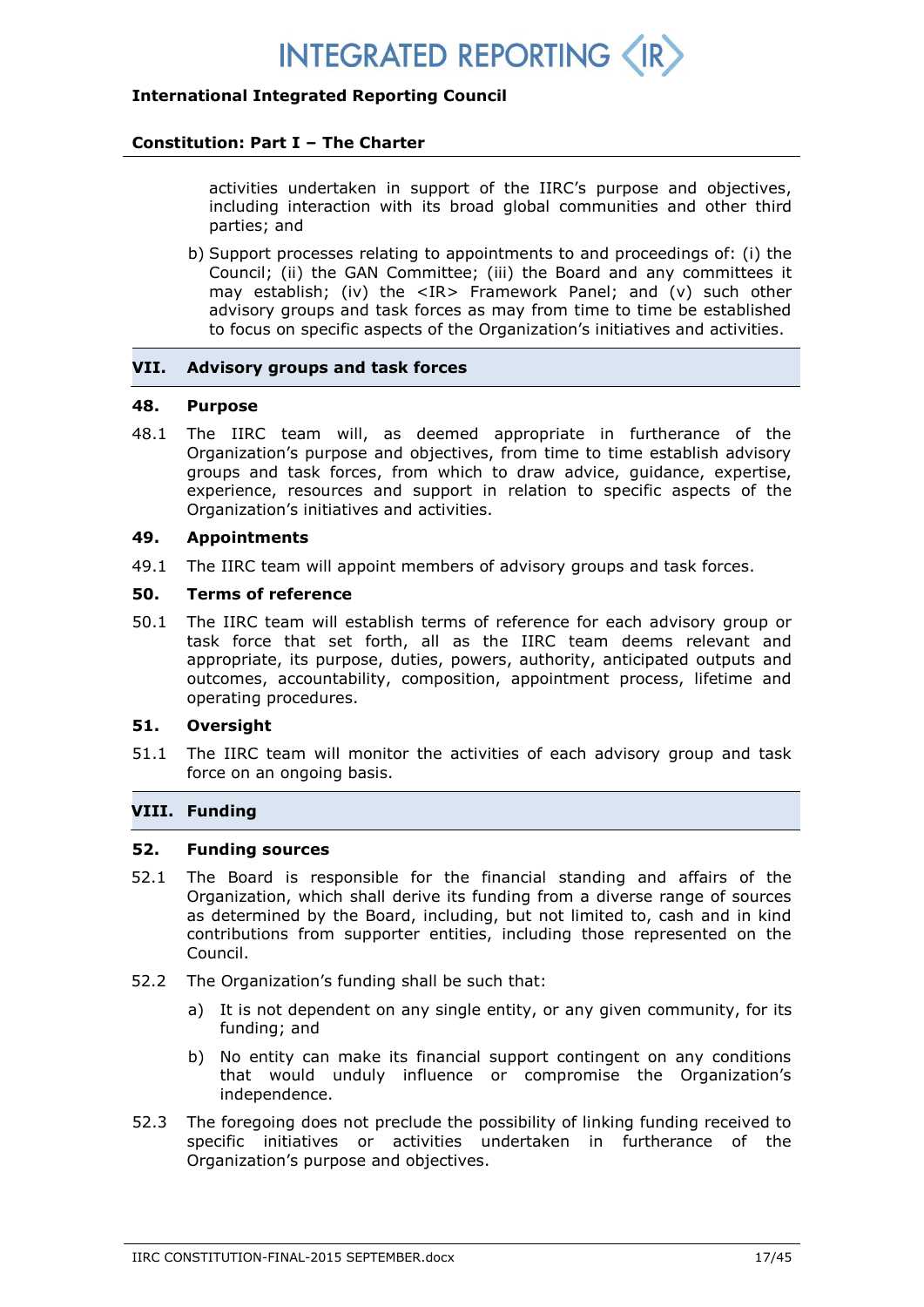activities undertaken in support of the IIRC's purpose and objectives, including interaction with its broad global communities and other third parties; and

b) Support processes relating to appointments to and proceedings of: (i) the Council; (ii) the GAN Committee; (iii) the Board and any committees it may establish; (iv) the <IR> Framework Panel; and (v) such other advisory groups and task forces as may from time to time be established to focus on specific aspects of the Organization's initiatives and activities.

## VII. Advisory groups and task forces

### 48. Purpose

48.1 The IIRC team will, as deemed appropriate in furtherance of the Organization's purpose and objectives, from time to time establish advisory groups and task forces, from which to draw advice, guidance, expertise, experience, resources and support in relation to specific aspects of the Organization's initiatives and activities.

### 49. Appointments

49.1 The IIRC team will appoint members of advisory groups and task forces.

### 50. Terms of reference

50.1 The IIRC team will establish terms of reference for each advisory group or task force that set forth, all as the IIRC team deems relevant and appropriate, its purpose, duties, powers, authority, anticipated outputs and outcomes, accountability, composition, appointment process, lifetime and operating procedures.

### 51. Oversight

51.1 The IIRC team will monitor the activities of each advisory group and task force on an ongoing basis.

## VIII. Funding

### 52. Funding sources

52.1 The Board is responsible for the financial standing and affairs of the Organization, which shall derive its funding from a diverse range of sources as determined by the Board, including, but not limited to, cash and in kind contributions from supporter entities, including those represented on the Council.

52.2 The Organization's funding shall be such that:

a) It is not dependent on any single entity, or any given community, for its funding; and

b) No entity can make its financial support contingent on any conditions that would unduly influence or compromise the Organization's independence.

52.3 The foregoing does not preclude the possibility of linking funding received to specific initiatives or activities undertaken in furtherance of the Organization's purpose and objectives.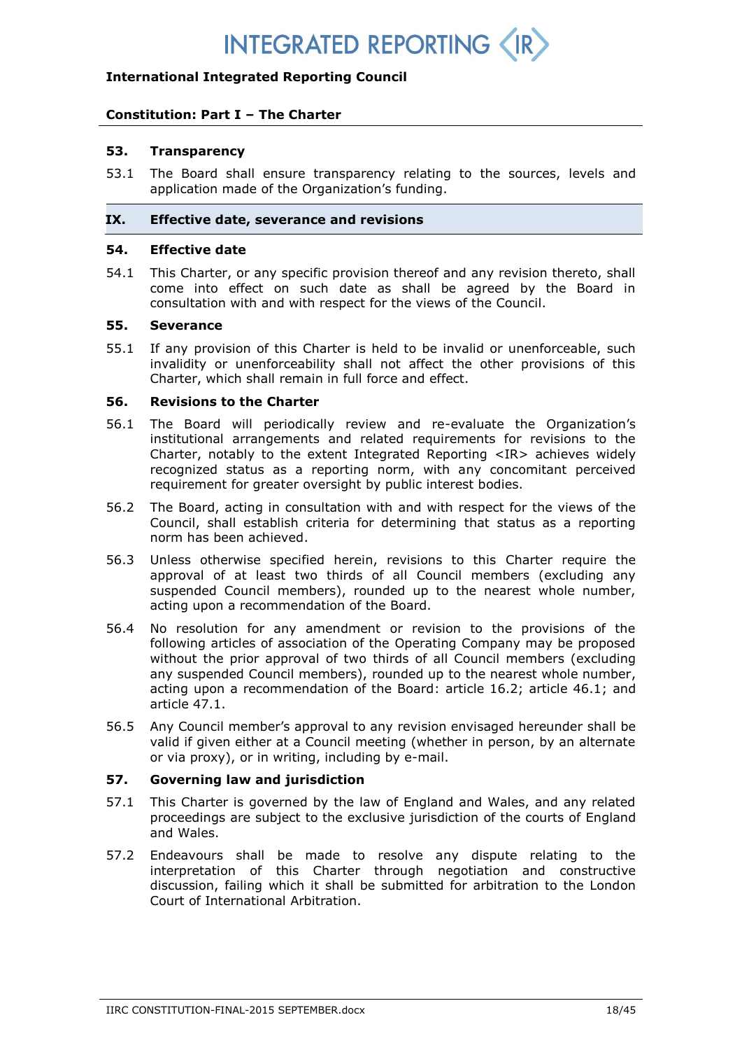### 53. Transparency

53.1 The Board shall ensure transparency relating to the sources, levels and application made of the Organization's funding.

## IX. Effective date, severance and revisions

### 54. Effective date

54.1 This Charter, or any specific provision thereof and any revision thereto, shall come into effect on such date as shall be agreed by the Board in consultation with and with respect for the views of the Council.

### 55. Severance

55.1 If any provision of this Charter is held to be invalid or unenforceable, such invalidity or unenforceability shall not affect the other provisions of this Charter, which shall remain in full force and effect.

### 56. Revisions to the Charter

56.1 The Board will periodically review and re-evaluate the Organization's institutional arrangements and related requirements for revisions to the Charter, notably to the extent Integrated Reporting <IR> achieves widely recognized status as a reporting norm, with any concomitant perceived requirement for greater oversight by public interest bodies.

56.2 The Board, acting in consultation with and with respect for the views of the Council, shall establish criteria for determining that status as a reporting norm has been achieved.

56.3 Unless otherwise specified herein, revisions to this Charter require the approval of at least two thirds of all Council members (excluding any suspended Council members), rounded up to the nearest whole number, acting upon a recommendation of the Board.

56.4 No resolution for any amendment or revision to the provisions of the following articles of association of the Operating Company may be proposed without the prior approval of two thirds of all Council members (excluding any suspended Council members), rounded up to the nearest whole number, acting upon a recommendation of the Board: article 16.2; article 46.1; and article 47.1.

56.5 Any Council member's approval to any revision envisaged hereunder shall be valid if given either at a Council meeting (whether in person, by an alternate or via proxy), or in writing, including by e-mail.

### 57. Governing law and jurisdiction

57.1 This Charter is governed by the law of England and Wales, and any related proceedings are subject to the exclusive jurisdiction of the courts of England and Wales.

57.2 Endeavours shall be made to resolve any dispute relating to the interpretation of this Charter through negotiation and constructive discussion, failing which it shall be submitted for arbitration to the London Court of International Arbitration.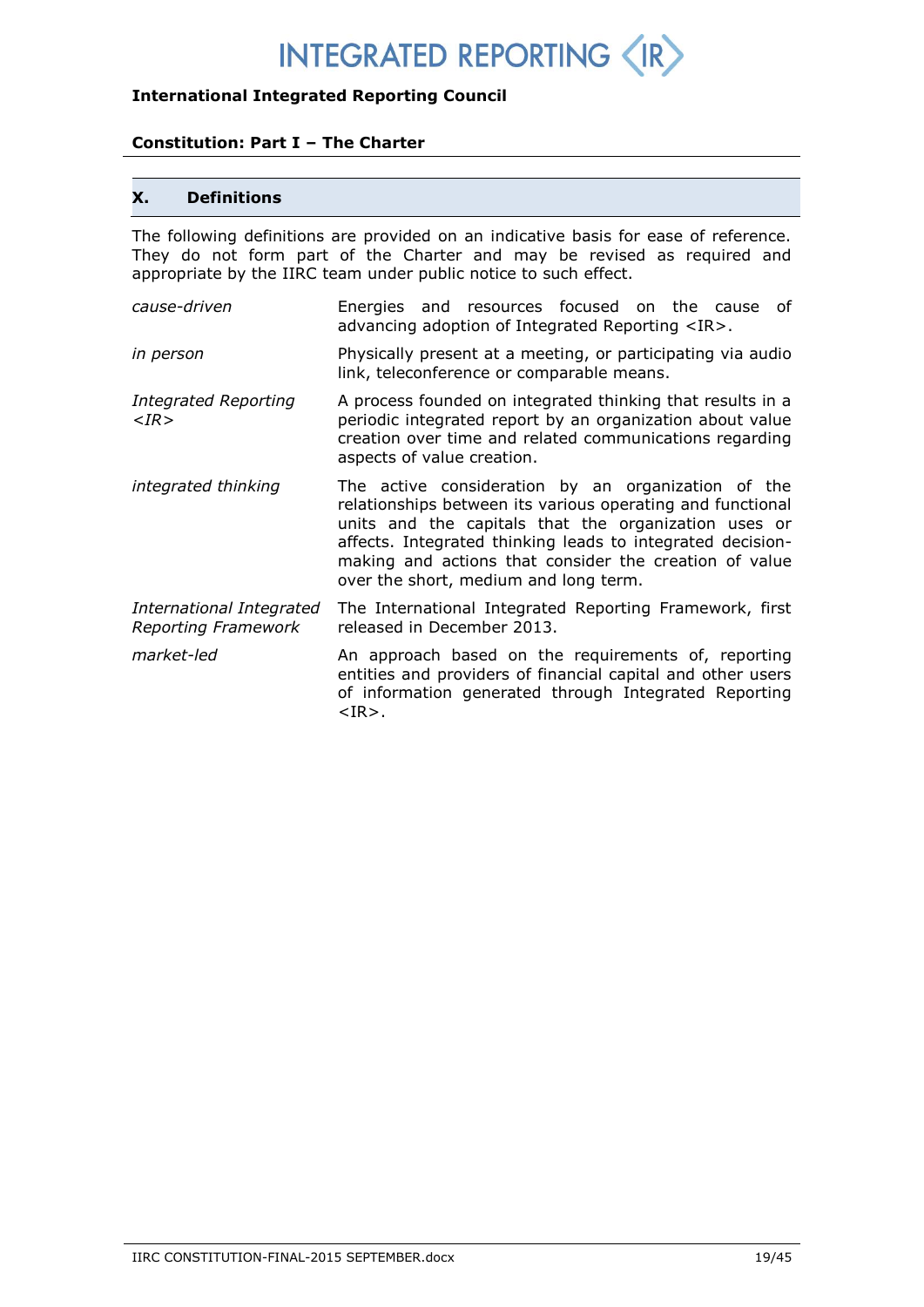## X. Definitions

The following definitions are provided on an indicative basis for ease of reference. They do not form part of the Charter and may be revised as required and appropriate by the IIRC team under public notice to such effect.

| | |
|---|---|
| *cause-driven* | Energies and resources focused on the cause of advancing adoption of Integrated Reporting <IR>. |
| *in person* | Physically present at a meeting, or participating via audio link, teleconference or comparable means. |
| *Integrated Reporting <IR>* | A process founded on integrated thinking that results in a periodic integrated report by an organization about value creation over time and related communications regarding aspects of value creation. |
| *integrated thinking* | The active consideration by an organization of the relationships between its various operating and functional units and the capitals that the organization uses or affects. Integrated thinking leads to integrated decision-making and actions that consider the creation of value over the short, medium and long term. |
| *International Integrated Reporting Framework* | The International Integrated Reporting Framework, first released in December 2013. |
| *market-led* | An approach based on the requirements of, reporting entities and providers of financial capital and other users of information generated through Integrated Reporting <IR>. |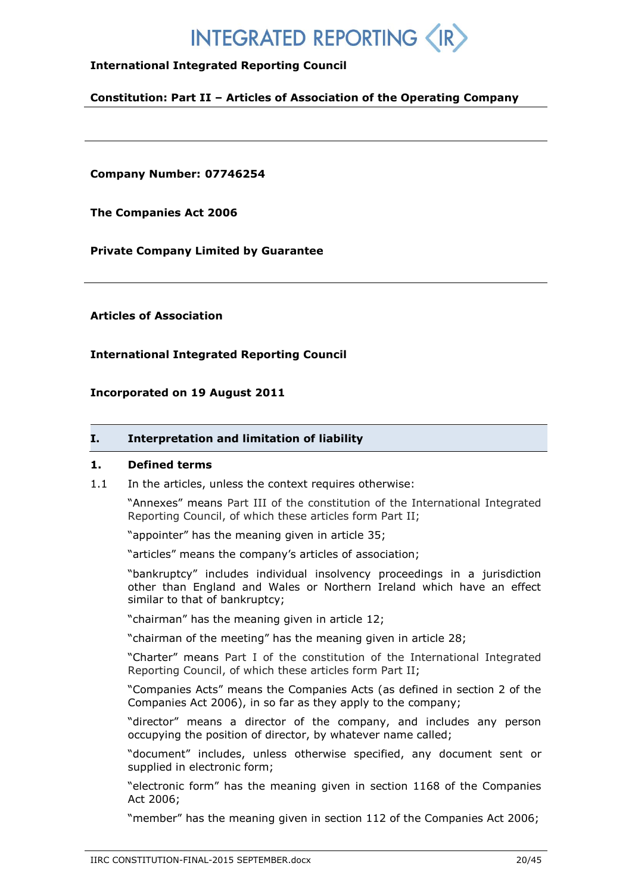# INTEGRATED REPORTING ⟨IR⟩

**International Integrated Reporting Council**

**Constitution: Part II – Articles of Association of the Operating Company**

---

**Company Number: 07746254**

**The Companies Act 2006**

**Private Company Limited by Guarantee**

---

**Articles of Association**

**International Integrated Reporting Council**

**Incorporated on 19 August 2011**

## I. Interpretation and limitation of liability

### 1. Defined terms

1.1 In the articles, unless the context requires otherwise:

"Annexes" means Part III of the constitution of the International Integrated Reporting Council, of which these articles form Part II;

"appointer" has the meaning given in article 35;

"articles" means the company's articles of association;

"bankruptcy" includes individual insolvency proceedings in a jurisdiction other than England and Wales or Northern Ireland which have an effect similar to that of bankruptcy;

"chairman" has the meaning given in article 12;

"chairman of the meeting" has the meaning given in article 28;

"Charter" means Part I of the constitution of the International Integrated Reporting Council, of which these articles form Part II;

"Companies Acts" means the Companies Acts (as defined in section 2 of the Companies Act 2006), in so far as they apply to the company;

"director" means a director of the company, and includes any person occupying the position of director, by whatever name called;

"document" includes, unless otherwise specified, any document sent or supplied in electronic form;

"electronic form" has the meaning given in section 1168 of the Companies Act 2006;

"member" has the meaning given in section 112 of the Companies Act 2006;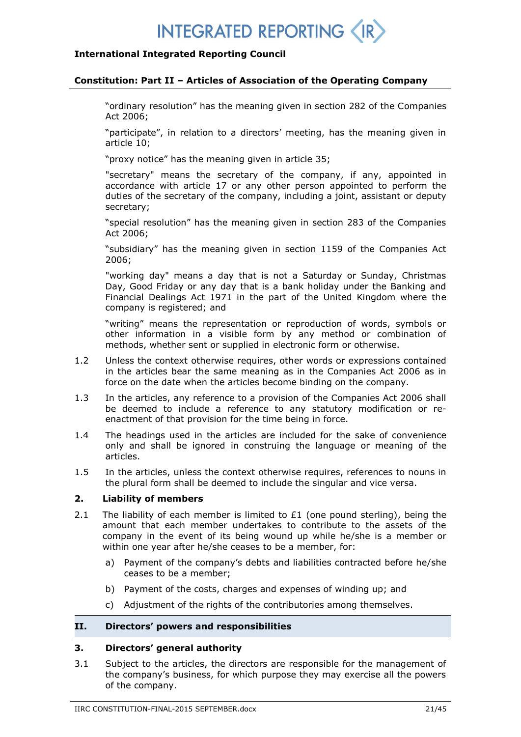"ordinary resolution" has the meaning given in section 282 of the Companies Act 2006;

"participate", in relation to a directors' meeting, has the meaning given in article 10;

"proxy notice" has the meaning given in article 35;

"secretary" means the secretary of the company, if any, appointed in accordance with article 17 or any other person appointed to perform the duties of the secretary of the company, including a joint, assistant or deputy secretary;

"special resolution" has the meaning given in section 283 of the Companies Act 2006;

"subsidiary" has the meaning given in section 1159 of the Companies Act 2006;

"working day" means a day that is not a Saturday or Sunday, Christmas Day, Good Friday or any day that is a bank holiday under the Banking and Financial Dealings Act 1971 in the part of the United Kingdom where the company is registered; and

"writing" means the representation or reproduction of words, symbols or other information in a visible form by any method or combination of methods, whether sent or supplied in electronic form or otherwise.

1.2 Unless the context otherwise requires, other words or expressions contained in the articles bear the same meaning as in the Companies Act 2006 as in force on the date when the articles become binding on the company.

1.3 In the articles, any reference to a provision of the Companies Act 2006 shall be deemed to include a reference to any statutory modification or re-enactment of that provision for the time being in force.

1.4 The headings used in the articles are included for the sake of convenience only and shall be ignored in construing the language or meaning of the articles.

1.5 In the articles, unless the context otherwise requires, references to nouns in the plural form shall be deemed to include the singular and vice versa.

### 2. Liability of members

2.1 The liability of each member is limited to £1 (one pound sterling), being the amount that each member undertakes to contribute to the assets of the company in the event of its being wound up while he/she is a member or within one year after he/she ceases to be a member, for:

a) Payment of the company's debts and liabilities contracted before he/she ceases to be a member;

b) Payment of the costs, charges and expenses of winding up; and

c) Adjustment of the rights of the contributories among themselves.

## II. Directors' powers and responsibilities

### 3. Directors' general authority

3.1 Subject to the articles, the directors are responsible for the management of the company's business, for which purpose they may exercise all the powers of the company.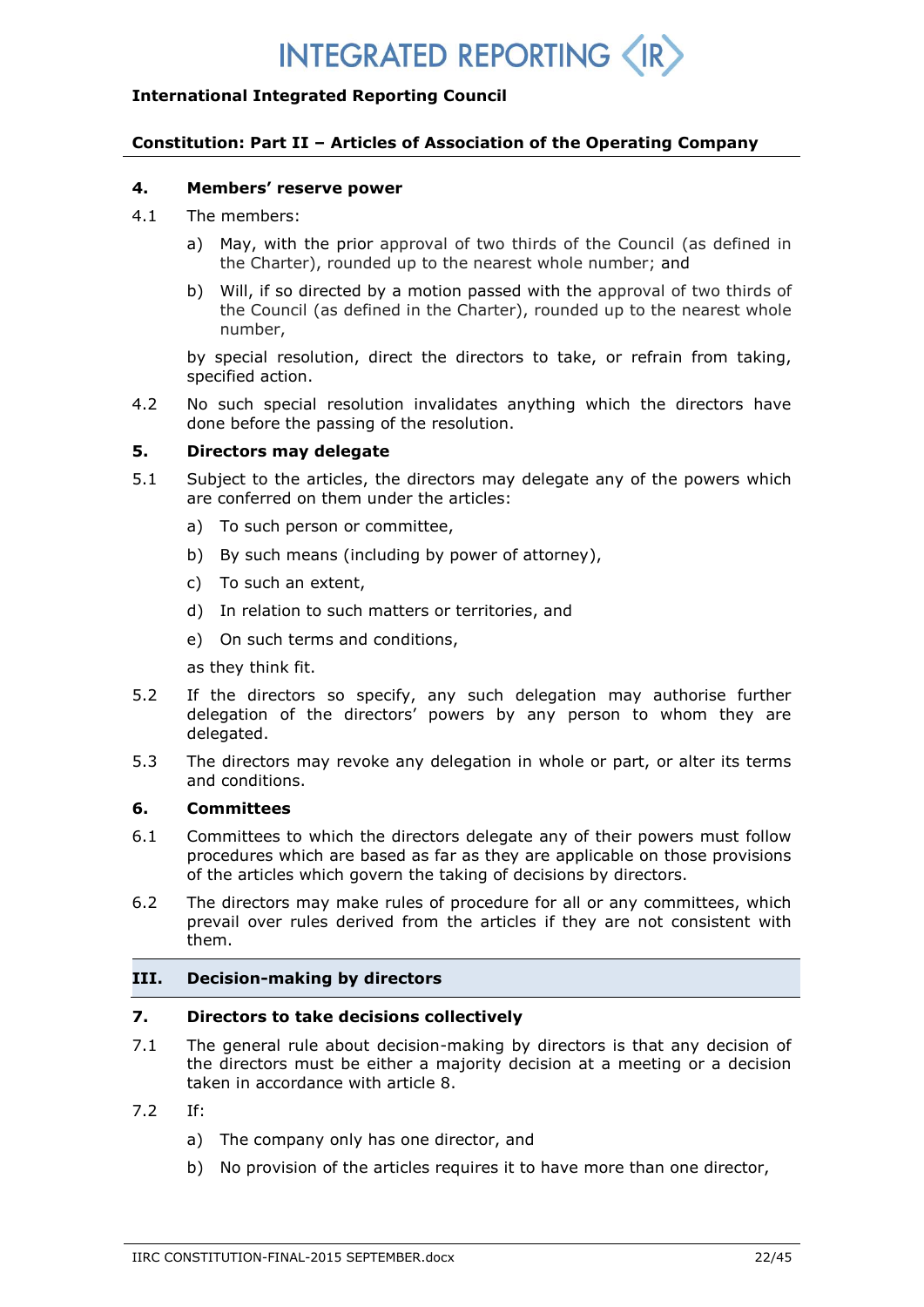### 4. Members' reserve power

4.1 The members:

a) May, with the prior approval of two thirds of the Council (as defined in the Charter), rounded up to the nearest whole number; and

b) Will, if so directed by a motion passed with the approval of two thirds of the Council (as defined in the Charter), rounded up to the nearest whole number,

by special resolution, direct the directors to take, or refrain from taking, specified action.

4.2 No such special resolution invalidates anything which the directors have done before the passing of the resolution.

### 5. Directors may delegate

5.1 Subject to the articles, the directors may delegate any of the powers which are conferred on them under the articles:

a) To such person or committee,

b) By such means (including by power of attorney),

c) To such an extent,

d) In relation to such matters or territories, and

e) On such terms and conditions,

as they think fit.

5.2 If the directors so specify, any such delegation may authorise further delegation of the directors' powers by any person to whom they are delegated.

5.3 The directors may revoke any delegation in whole or part, or alter its terms and conditions.

### 6. Committees

6.1 Committees to which the directors delegate any of their powers must follow procedures which are based as far as they are applicable on those provisions of the articles which govern the taking of decisions by directors.

6.2 The directors may make rules of procedure for all or any committees, which prevail over rules derived from the articles if they are not consistent with them.

## III. Decision-making by directors

### 7. Directors to take decisions collectively

7.1 The general rule about decision-making by directors is that any decision of the directors must be either a majority decision at a meeting or a decision taken in accordance with article 8.

7.2 If:

a) The company only has one director, and

b) No provision of the articles requires it to have more than one director,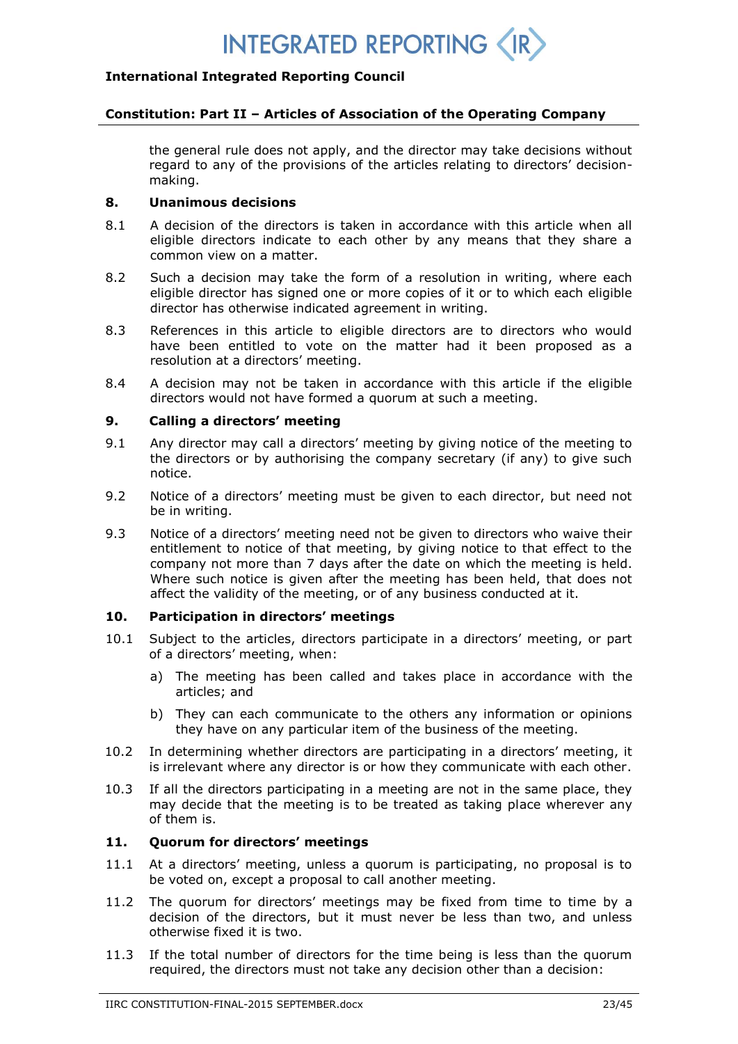the general rule does not apply, and the director may take decisions without regard to any of the provisions of the articles relating to directors' decision-making.

### 8. Unanimous decisions

8.1 A decision of the directors is taken in accordance with this article when all eligible directors indicate to each other by any means that they share a common view on a matter.

8.2 Such a decision may take the form of a resolution in writing, where each eligible director has signed one or more copies of it or to which each eligible director has otherwise indicated agreement in writing.

8.3 References in this article to eligible directors are to directors who would have been entitled to vote on the matter had it been proposed as a resolution at a directors' meeting.

8.4 A decision may not be taken in accordance with this article if the eligible directors would not have formed a quorum at such a meeting.

### 9. Calling a directors' meeting

9.1 Any director may call a directors' meeting by giving notice of the meeting to the directors or by authorising the company secretary (if any) to give such notice.

9.2 Notice of a directors' meeting must be given to each director, but need not be in writing.

9.3 Notice of a directors' meeting need not be given to directors who waive their entitlement to notice of that meeting, by giving notice to that effect to the company not more than 7 days after the date on which the meeting is held. Where such notice is given after the meeting has been held, that does not affect the validity of the meeting, or of any business conducted at it.

### 10. Participation in directors' meetings

10.1 Subject to the articles, directors participate in a directors' meeting, or part of a directors' meeting, when:

a) The meeting has been called and takes place in accordance with the articles; and

b) They can each communicate to the others any information or opinions they have on any particular item of the business of the meeting.

10.2 In determining whether directors are participating in a directors' meeting, it is irrelevant where any director is or how they communicate with each other.

10.3 If all the directors participating in a meeting are not in the same place, they may decide that the meeting is to be treated as taking place wherever any of them is.

### 11. Quorum for directors' meetings

11.1 At a directors' meeting, unless a quorum is participating, no proposal is to be voted on, except a proposal to call another meeting.

11.2 The quorum for directors' meetings may be fixed from time to time by a decision of the directors, but it must never be less than two, and unless otherwise fixed it is two.

11.3 If the total number of directors for the time being is less than the quorum required, the directors must not take any decision other than a decision: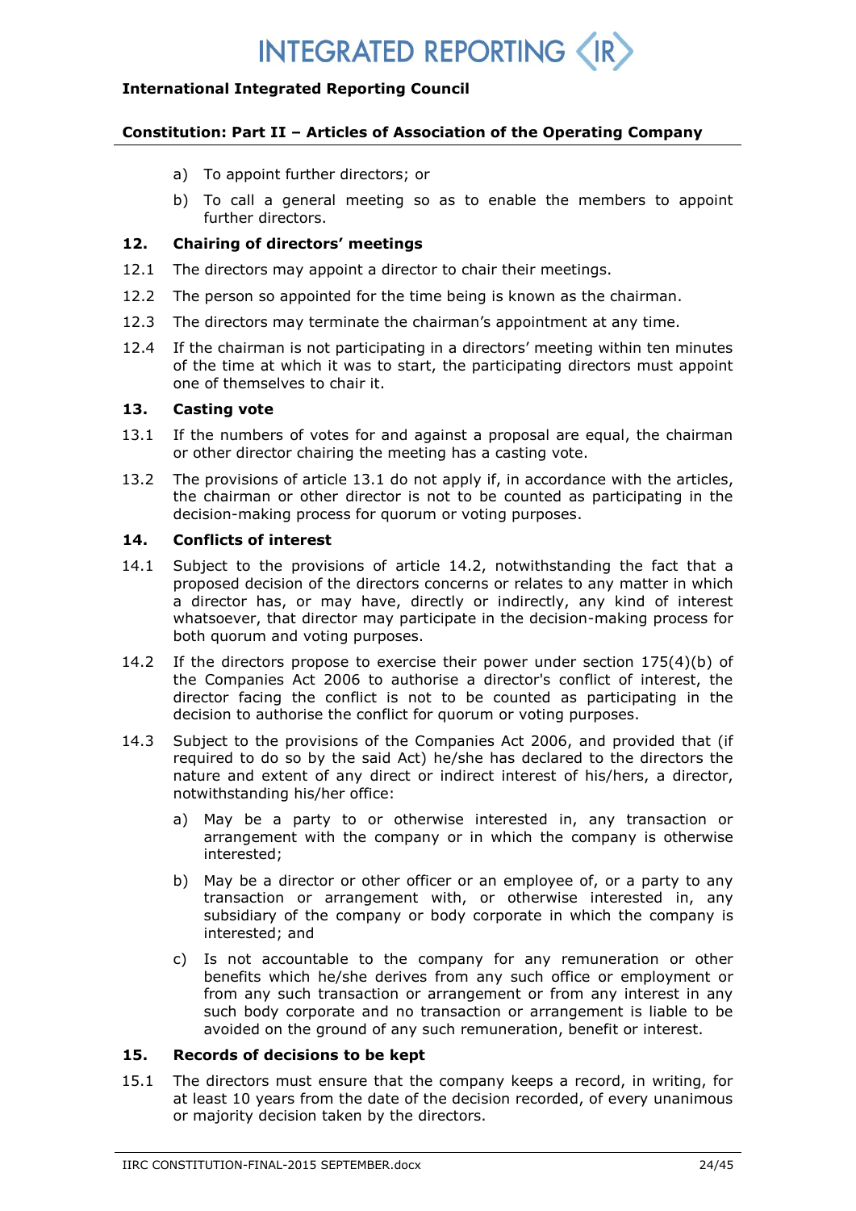a) To appoint further directors; or

b) To call a general meeting so as to enable the members to appoint further directors.

### 12. Chairing of directors' meetings

12.1 The directors may appoint a director to chair their meetings.

12.2 The person so appointed for the time being is known as the chairman.

12.3 The directors may terminate the chairman's appointment at any time.

12.4 If the chairman is not participating in a directors' meeting within ten minutes of the time at which it was to start, the participating directors must appoint one of themselves to chair it.

### 13. Casting vote

13.1 If the numbers of votes for and against a proposal are equal, the chairman or other director chairing the meeting has a casting vote.

13.2 The provisions of article 13.1 do not apply if, in accordance with the articles, the chairman or other director is not to be counted as participating in the decision-making process for quorum or voting purposes.

### 14. Conflicts of interest

14.1 Subject to the provisions of article 14.2, notwithstanding the fact that a proposed decision of the directors concerns or relates to any matter in which a director has, or may have, directly or indirectly, any kind of interest whatsoever, that director may participate in the decision-making process for both quorum and voting purposes.

14.2 If the directors propose to exercise their power under section 175(4)(b) of the Companies Act 2006 to authorise a director's conflict of interest, the director facing the conflict is not to be counted as participating in the decision to authorise the conflict for quorum or voting purposes.

14.3 Subject to the provisions of the Companies Act 2006, and provided that (if required to do so by the said Act) he/she has declared to the directors the nature and extent of any direct or indirect interest of his/hers, a director, notwithstanding his/her office:

a) May be a party to or otherwise interested in, any transaction or arrangement with the company or in which the company is otherwise interested;

b) May be a director or other officer or an employee of, or a party to any transaction or arrangement with, or otherwise interested in, any subsidiary of the company or body corporate in which the company is interested; and

c) Is not accountable to the company for any remuneration or other benefits which he/she derives from any such office or employment or from any such transaction or arrangement or from any interest in any such body corporate and no transaction or arrangement is liable to be avoided on the ground of any such remuneration, benefit or interest.

### 15. Records of decisions to be kept

15.1 The directors must ensure that the company keeps a record, in writing, for at least 10 years from the date of the decision recorded, of every unanimous or majority decision taken by the directors.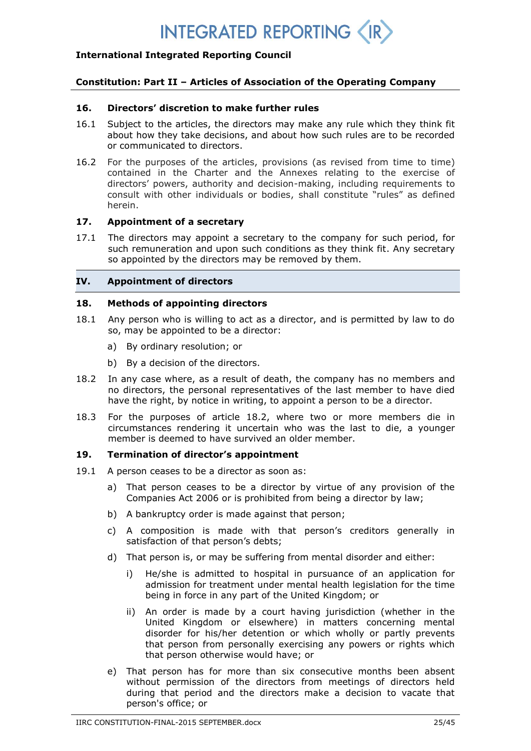## 16. Directors' discretion to make further rules

16.1 Subject to the articles, the directors may make any rule which they think fit about how they take decisions, and about how such rules are to be recorded or communicated to directors.

16.2 For the purposes of the articles, provisions (as revised from time to time) contained in the Charter and the Annexes relating to the exercise of directors' powers, authority and decision-making, including requirements to consult with other individuals or bodies, shall constitute "rules" as defined herein.

## 17. Appointment of a secretary

17.1 The directors may appoint a secretary to the company for such period, for such remuneration and upon such conditions as they think fit. Any secretary so appointed by the directors may be removed by them.

# IV. Appointment of directors

## 18. Methods of appointing directors

18.1 Any person who is willing to act as a director, and is permitted by law to do so, may be appointed to be a director:

a) By ordinary resolution; or

b) By a decision of the directors.

18.2 In any case where, as a result of death, the company has no members and no directors, the personal representatives of the last member to have died have the right, by notice in writing, to appoint a person to be a director.

18.3 For the purposes of article 18.2, where two or more members die in circumstances rendering it uncertain who was the last to die, a younger member is deemed to have survived an older member.

## 19. Termination of director's appointment

19.1 A person ceases to be a director as soon as:

a) That person ceases to be a director by virtue of any provision of the Companies Act 2006 or is prohibited from being a director by law;

b) A bankruptcy order is made against that person;

c) A composition is made with that person's creditors generally in satisfaction of that person's debts;

d) That person is, or may be suffering from mental disorder and either:

i) He/she is admitted to hospital in pursuance of an application for admission for treatment under mental health legislation for the time being in force in any part of the United Kingdom; or

ii) An order is made by a court having jurisdiction (whether in the United Kingdom or elsewhere) in matters concerning mental disorder for his/her detention or which wholly or partly prevents that person from personally exercising any powers or rights which that person otherwise would have; or

e) That person has for more than six consecutive months been absent without permission of the directors from meetings of directors held during that period and the directors make a decision to vacate that person's office; or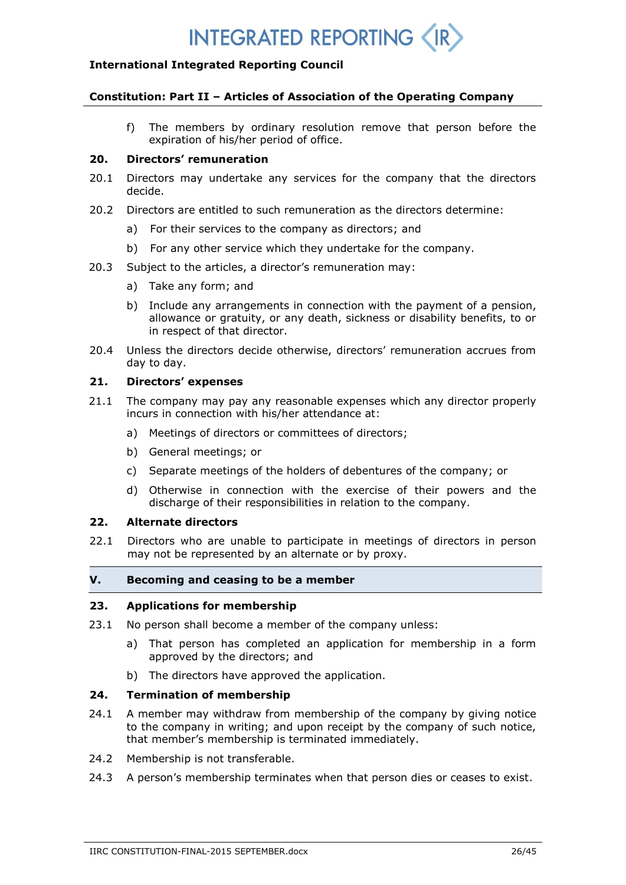f) The members by ordinary resolution remove that person before the expiration of his/her period of office.

### 20. Directors' remuneration

20.1 Directors may undertake any services for the company that the directors decide.

20.2 Directors are entitled to such remuneration as the directors determine:

a) For their services to the company as directors; and

b) For any other service which they undertake for the company.

20.3 Subject to the articles, a director's remuneration may:

a) Take any form; and

b) Include any arrangements in connection with the payment of a pension, allowance or gratuity, or any death, sickness or disability benefits, to or in respect of that director.

20.4 Unless the directors decide otherwise, directors' remuneration accrues from day to day.

### 21. Directors' expenses

21.1 The company may pay any reasonable expenses which any director properly incurs in connection with his/her attendance at:

a) Meetings of directors or committees of directors;

b) General meetings; or

c) Separate meetings of the holders of debentures of the company; or

d) Otherwise in connection with the exercise of their powers and the discharge of their responsibilities in relation to the company.

### 22. Alternate directors

22.1 Directors who are unable to participate in meetings of directors in person may not be represented by an alternate or by proxy.

## V. Becoming and ceasing to be a member

### 23. Applications for membership

23.1 No person shall become a member of the company unless:

a) That person has completed an application for membership in a form approved by the directors; and

b) The directors have approved the application.

### 24. Termination of membership

24.1 A member may withdraw from membership of the company by giving notice to the company in writing; and upon receipt by the company of such notice, that member's membership is terminated immediately.

24.2 Membership is not transferable.

24.3 A person's membership terminates when that person dies or ceases to exist.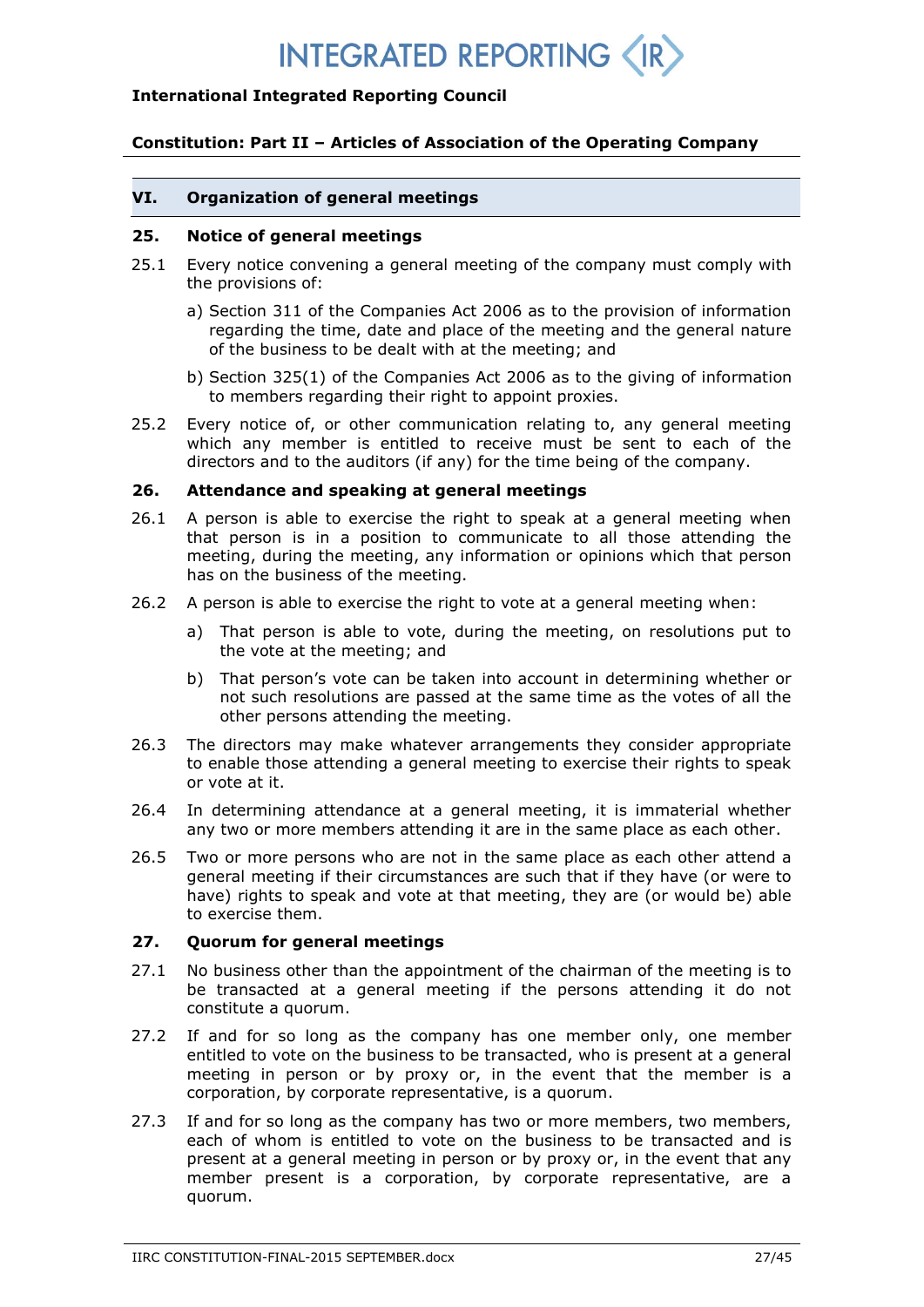## VI. Organization of general meetings

### 25. Notice of general meetings

25.1 Every notice convening a general meeting of the company must comply with the provisions of:

a) Section 311 of the Companies Act 2006 as to the provision of information regarding the time, date and place of the meeting and the general nature of the business to be dealt with at the meeting; and

b) Section 325(1) of the Companies Act 2006 as to the giving of information to members regarding their right to appoint proxies.

25.2 Every notice of, or other communication relating to, any general meeting which any member is entitled to receive must be sent to each of the directors and to the auditors (if any) for the time being of the company.

### 26. Attendance and speaking at general meetings

26.1 A person is able to exercise the right to speak at a general meeting when that person is in a position to communicate to all those attending the meeting, during the meeting, any information or opinions which that person has on the business of the meeting.

26.2 A person is able to exercise the right to vote at a general meeting when:

a) That person is able to vote, during the meeting, on resolutions put to the vote at the meeting; and

b) That person's vote can be taken into account in determining whether or not such resolutions are passed at the same time as the votes of all the other persons attending the meeting.

26.3 The directors may make whatever arrangements they consider appropriate to enable those attending a general meeting to exercise their rights to speak or vote at it.

26.4 In determining attendance at a general meeting, it is immaterial whether any two or more members attending it are in the same place as each other.

26.5 Two or more persons who are not in the same place as each other attend a general meeting if their circumstances are such that if they have (or were to have) rights to speak and vote at that meeting, they are (or would be) able to exercise them.

### 27. Quorum for general meetings

27.1 No business other than the appointment of the chairman of the meeting is to be transacted at a general meeting if the persons attending it do not constitute a quorum.

27.2 If and for so long as the company has one member only, one member entitled to vote on the business to be transacted, who is present at a general meeting in person or by proxy or, in the event that the member is a corporation, by corporate representative, is a quorum.

27.3 If and for so long as the company has two or more members, two members, each of whom is entitled to vote on the business to be transacted and is present at a general meeting in person or by proxy or, in the event that any member present is a corporation, by corporate representative, are a quorum.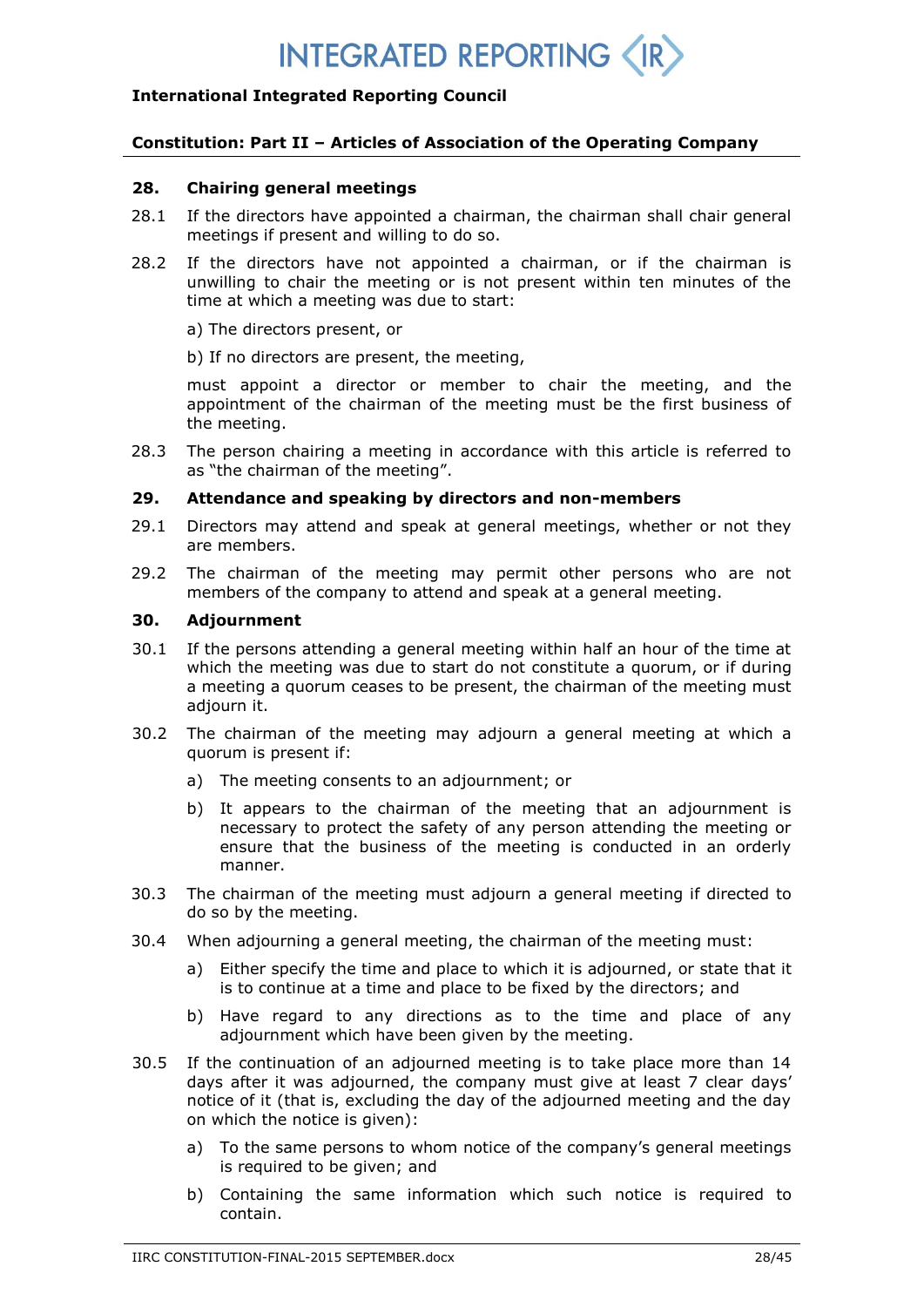### 28. Chairing general meetings

28.1 If the directors have appointed a chairman, the chairman shall chair general meetings if present and willing to do so.

28.2 If the directors have not appointed a chairman, or if the chairman is unwilling to chair the meeting or is not present within ten minutes of the time at which a meeting was due to start:

a) The directors present, or

b) If no directors are present, the meeting,

must appoint a director or member to chair the meeting, and the appointment of the chairman of the meeting must be the first business of the meeting.

28.3 The person chairing a meeting in accordance with this article is referred to as "the chairman of the meeting".

### 29. Attendance and speaking by directors and non-members

29.1 Directors may attend and speak at general meetings, whether or not they are members.

29.2 The chairman of the meeting may permit other persons who are not members of the company to attend and speak at a general meeting.

### 30. Adjournment

30.1 If the persons attending a general meeting within half an hour of the time at which the meeting was due to start do not constitute a quorum, or if during a meeting a quorum ceases to be present, the chairman of the meeting must adjourn it.

30.2 The chairman of the meeting may adjourn a general meeting at which a quorum is present if:

a) The meeting consents to an adjournment; or

b) It appears to the chairman of the meeting that an adjournment is necessary to protect the safety of any person attending the meeting or ensure that the business of the meeting is conducted in an orderly manner.

30.3 The chairman of the meeting must adjourn a general meeting if directed to do so by the meeting.

30.4 When adjourning a general meeting, the chairman of the meeting must:

a) Either specify the time and place to which it is adjourned, or state that it is to continue at a time and place to be fixed by the directors; and

b) Have regard to any directions as to the time and place of any adjournment which have been given by the meeting.

30.5 If the continuation of an adjourned meeting is to take place more than 14 days after it was adjourned, the company must give at least 7 clear days' notice of it (that is, excluding the day of the adjourned meeting and the day on which the notice is given):

a) To the same persons to whom notice of the company's general meetings is required to be given; and

b) Containing the same information which such notice is required to contain.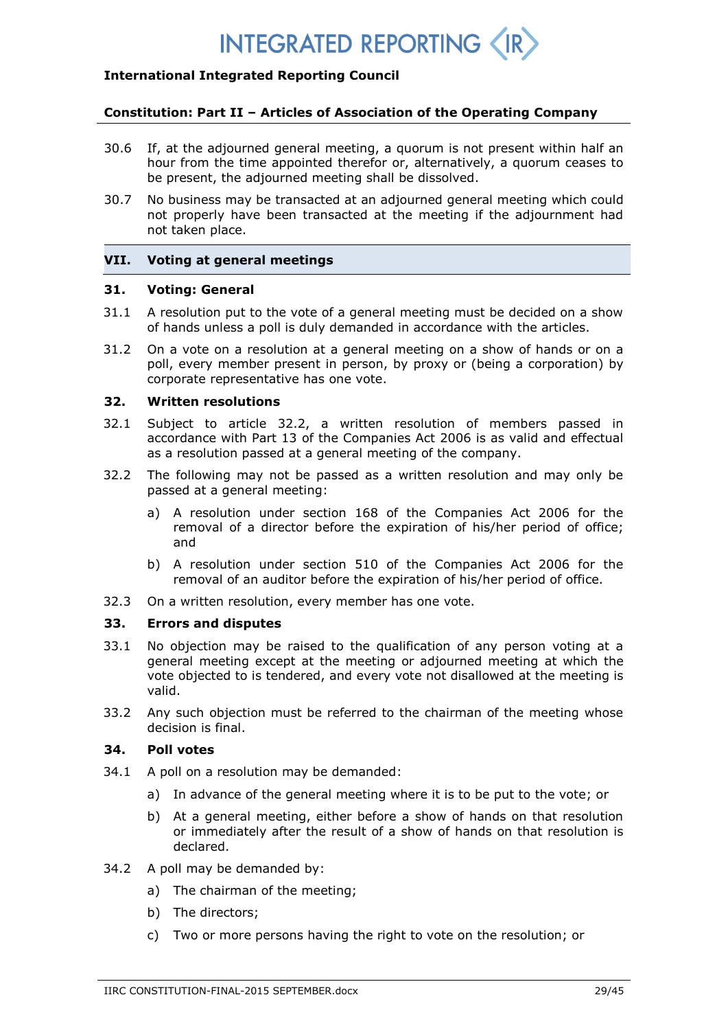30.6 If, at the adjourned general meeting, a quorum is not present within half an hour from the time appointed therefor or, alternatively, a quorum ceases to be present, the adjourned meeting shall be dissolved.

30.7 No business may be transacted at an adjourned general meeting which could not properly have been transacted at the meeting if the adjournment had not taken place.

## VII. Voting at general meetings

### 31. Voting: General

31.1 A resolution put to the vote of a general meeting must be decided on a show of hands unless a poll is duly demanded in accordance with the articles.

31.2 On a vote on a resolution at a general meeting on a show of hands or on a poll, every member present in person, by proxy or (being a corporation) by corporate representative has one vote.

### 32. Written resolutions

32.1 Subject to article 32.2, a written resolution of members passed in accordance with Part 13 of the Companies Act 2006 is as valid and effectual as a resolution passed at a general meeting of the company.

32.2 The following may not be passed as a written resolution and may only be passed at a general meeting:

a) A resolution under section 168 of the Companies Act 2006 for the removal of a director before the expiration of his/her period of office; and

b) A resolution under section 510 of the Companies Act 2006 for the removal of an auditor before the expiration of his/her period of office.

32.3 On a written resolution, every member has one vote.

### 33. Errors and disputes

33.1 No objection may be raised to the qualification of any person voting at a general meeting except at the meeting or adjourned meeting at which the vote objected to is tendered, and every vote not disallowed at the meeting is valid.

33.2 Any such objection must be referred to the chairman of the meeting whose decision is final.

### 34. Poll votes

34.1 A poll on a resolution may be demanded:

a) In advance of the general meeting where it is to be put to the vote; or

b) At a general meeting, either before a show of hands on that resolution or immediately after the result of a show of hands on that resolution is declared.

34.2 A poll may be demanded by:

a) The chairman of the meeting;

b) The directors;

c) Two or more persons having the right to vote on the resolution; or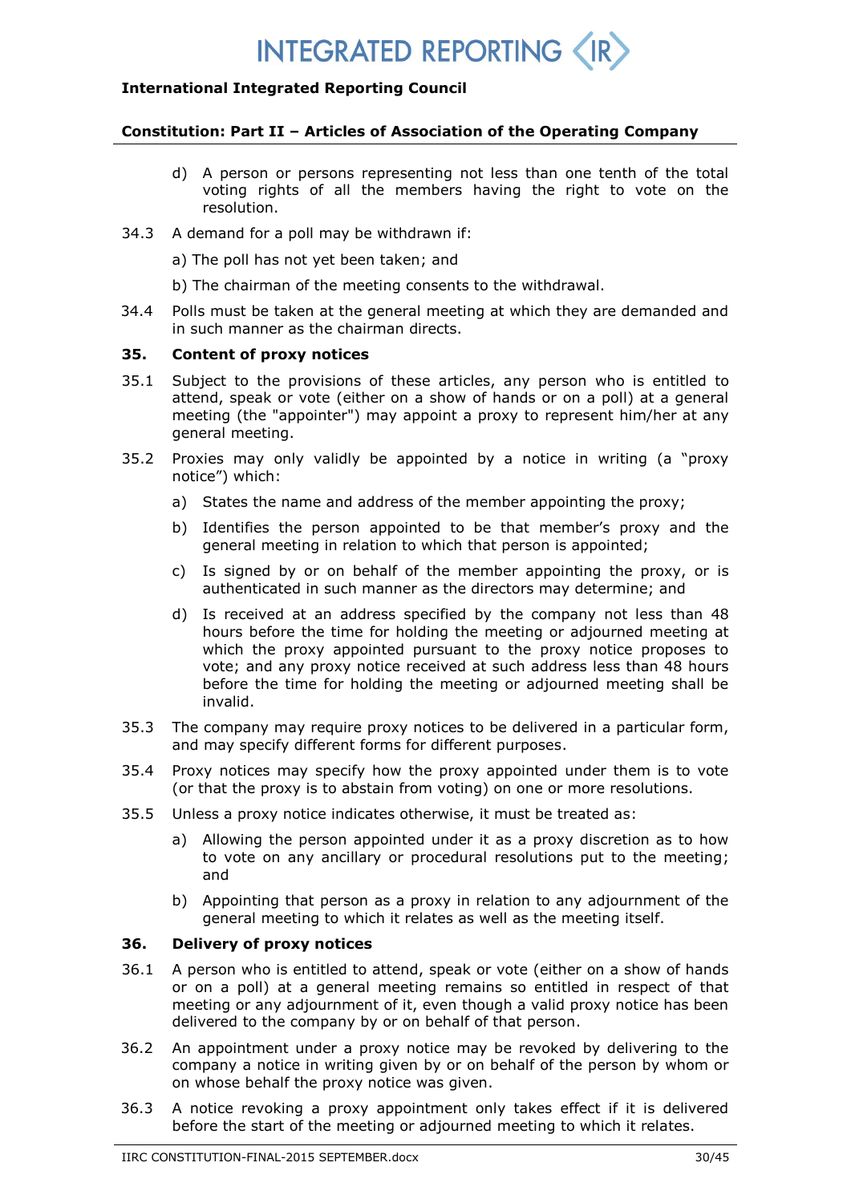d) A person or persons representing not less than one tenth of the total voting rights of all the members having the right to vote on the resolution.

34.3 A demand for a poll may be withdrawn if:

a) The poll has not yet been taken; and

b) The chairman of the meeting consents to the withdrawal.

34.4 Polls must be taken at the general meeting at which they are demanded and in such manner as the chairman directs.

### 35. Content of proxy notices

35.1 Subject to the provisions of these articles, any person who is entitled to attend, speak or vote (either on a show of hands or on a poll) at a general meeting (the "appointer") may appoint a proxy to represent him/her at any general meeting.

35.2 Proxies may only validly be appointed by a notice in writing (a "proxy notice") which:

a) States the name and address of the member appointing the proxy;

b) Identifies the person appointed to be that member's proxy and the general meeting in relation to which that person is appointed;

c) Is signed by or on behalf of the member appointing the proxy, or is authenticated in such manner as the directors may determine; and

d) Is received at an address specified by the company not less than 48 hours before the time for holding the meeting or adjourned meeting at which the proxy appointed pursuant to the proxy notice proposes to vote; and any proxy notice received at such address less than 48 hours before the time for holding the meeting or adjourned meeting shall be invalid.

35.3 The company may require proxy notices to be delivered in a particular form, and may specify different forms for different purposes.

35.4 Proxy notices may specify how the proxy appointed under them is to vote (or that the proxy is to abstain from voting) on one or more resolutions.

35.5 Unless a proxy notice indicates otherwise, it must be treated as:

a) Allowing the person appointed under it as a proxy discretion as to how to vote on any ancillary or procedural resolutions put to the meeting; and

b) Appointing that person as a proxy in relation to any adjournment of the general meeting to which it relates as well as the meeting itself.

### 36. Delivery of proxy notices

36.1 A person who is entitled to attend, speak or vote (either on a show of hands or on a poll) at a general meeting remains so entitled in respect of that meeting or any adjournment of it, even though a valid proxy notice has been delivered to the company by or on behalf of that person.

36.2 An appointment under a proxy notice may be revoked by delivering to the company a notice in writing given by or on behalf of the person by whom or on whose behalf the proxy notice was given.

36.3 A notice revoking a proxy appointment only takes effect if it is delivered before the start of the meeting or adjourned meeting to which it relates.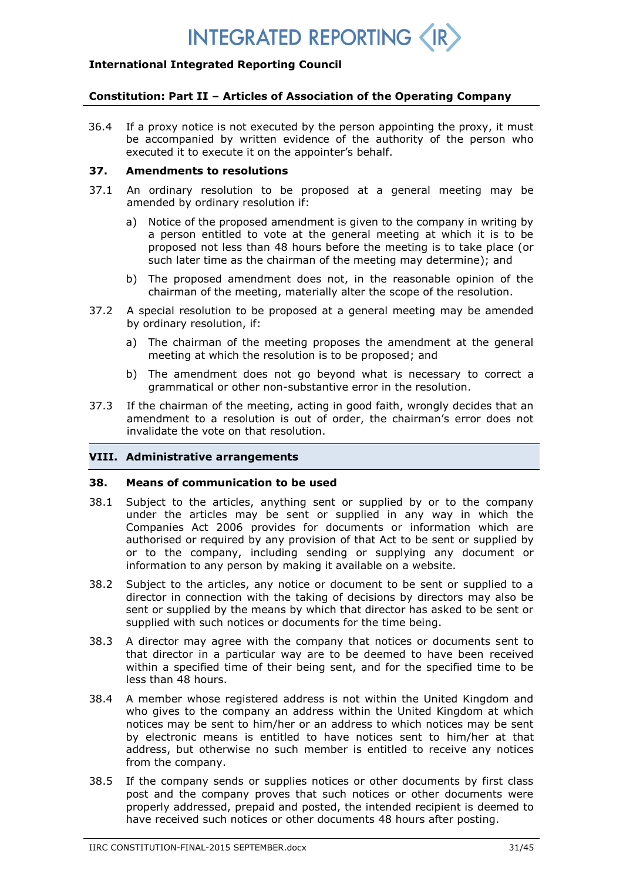36.4 If a proxy notice is not executed by the person appointing the proxy, it must be accompanied by written evidence of the authority of the person who executed it to execute it on the appointer's behalf.

### 37. Amendments to resolutions

37.1 An ordinary resolution to be proposed at a general meeting may be amended by ordinary resolution if:

a) Notice of the proposed amendment is given to the company in writing by a person entitled to vote at the general meeting at which it is to be proposed not less than 48 hours before the meeting is to take place (or such later time as the chairman of the meeting may determine); and

b) The proposed amendment does not, in the reasonable opinion of the chairman of the meeting, materially alter the scope of the resolution.

37.2 A special resolution to be proposed at a general meeting may be amended by ordinary resolution, if:

a) The chairman of the meeting proposes the amendment at the general meeting at which the resolution is to be proposed; and

b) The amendment does not go beyond what is necessary to correct a grammatical or other non-substantive error in the resolution.

37.3 If the chairman of the meeting, acting in good faith, wrongly decides that an amendment to a resolution is out of order, the chairman's error does not invalidate the vote on that resolution.

## VIII. Administrative arrangements

### 38. Means of communication to be used

38.1 Subject to the articles, anything sent or supplied by or to the company under the articles may be sent or supplied in any way in which the Companies Act 2006 provides for documents or information which are authorised or required by any provision of that Act to be sent or supplied by or to the company, including sending or supplying any document or information to any person by making it available on a website.

38.2 Subject to the articles, any notice or document to be sent or supplied to a director in connection with the taking of decisions by directors may also be sent or supplied by the means by which that director has asked to be sent or supplied with such notices or documents for the time being.

38.3 A director may agree with the company that notices or documents sent to that director in a particular way are to be deemed to have been received within a specified time of their being sent, and for the specified time to be less than 48 hours.

38.4 A member whose registered address is not within the United Kingdom and who gives to the company an address within the United Kingdom at which notices may be sent to him/her or an address to which notices may be sent by electronic means is entitled to have notices sent to him/her at that address, but otherwise no such member is entitled to receive any notices from the company.

38.5 If the company sends or supplies notices or other documents by first class post and the company proves that such notices or other documents were properly addressed, prepaid and posted, the intended recipient is deemed to have received such notices or other documents 48 hours after posting.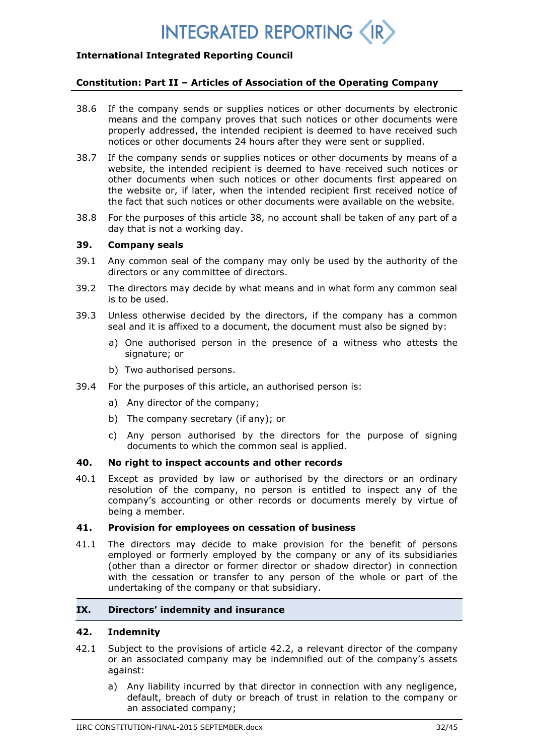38.6 If the company sends or supplies notices or other documents by electronic means and the company proves that such notices or other documents were properly addressed, the intended recipient is deemed to have received such notices or other documents 24 hours after they were sent or supplied.

38.7 If the company sends or supplies notices or other documents by means of a website, the intended recipient is deemed to have received such notices or other documents when such notices or other documents first appeared on the website or, if later, when the intended recipient first received notice of the fact that such notices or other documents were available on the website.

38.8 For the purposes of this article 38, no account shall be taken of any part of a day that is not a working day.

### 39. Company seals

39.1 Any common seal of the company may only be used by the authority of the directors or any committee of directors.

39.2 The directors may decide by what means and in what form any common seal is to be used.

39.3 Unless otherwise decided by the directors, if the company has a common seal and it is affixed to a document, the document must also be signed by:

a) One authorised person in the presence of a witness who attests the signature; or

b) Two authorised persons.

39.4 For the purposes of this article, an authorised person is:

a) Any director of the company;

b) The company secretary (if any); or

c) Any person authorised by the directors for the purpose of signing documents to which the common seal is applied.

### 40. No right to inspect accounts and other records

40.1 Except as provided by law or authorised by the directors or an ordinary resolution of the company, no person is entitled to inspect any of the company's accounting or other records or documents merely by virtue of being a member.

### 41. Provision for employees on cessation of business

41.1 The directors may decide to make provision for the benefit of persons employed or formerly employed by the company or any of its subsidiaries (other than a director or former director or shadow director) in connection with the cessation or transfer to any person of the whole or part of the undertaking of the company or that subsidiary.

## IX. Directors' indemnity and insurance

### 42. Indemnity

42.1 Subject to the provisions of article 42.2, a relevant director of the company or an associated company may be indemnified out of the company's assets against:

a) Any liability incurred by that director in connection with any negligence, default, breach of duty or breach of trust in relation to the company or an associated company;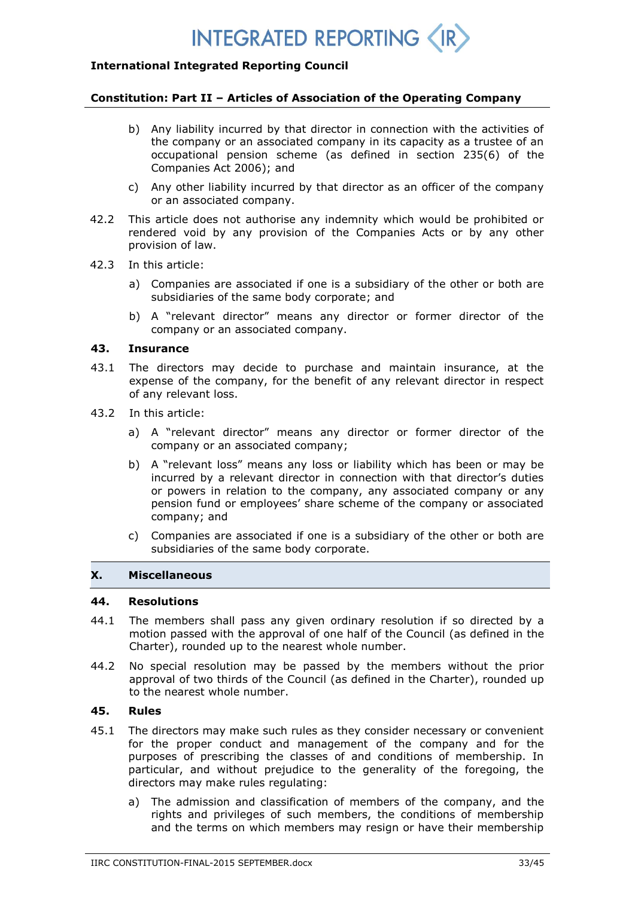b) Any liability incurred by that director in connection with the activities of the company or an associated company in its capacity as a trustee of an occupational pension scheme (as defined in section 235(6) of the Companies Act 2006); and

c) Any other liability incurred by that director as an officer of the company or an associated company.

42.2 This article does not authorise any indemnity which would be prohibited or rendered void by any provision of the Companies Acts or by any other provision of law.

42.3 In this article:

a) Companies are associated if one is a subsidiary of the other or both are subsidiaries of the same body corporate; and

b) A "relevant director" means any director or former director of the company or an associated company.

### 43. Insurance

43.1 The directors may decide to purchase and maintain insurance, at the expense of the company, for the benefit of any relevant director in respect of any relevant loss.

43.2 In this article:

a) A "relevant director" means any director or former director of the company or an associated company;

b) A "relevant loss" means any loss or liability which has been or may be incurred by a relevant director in connection with that director's duties or powers in relation to the company, any associated company or any pension fund or employees' share scheme of the company or associated company; and

c) Companies are associated if one is a subsidiary of the other or both are subsidiaries of the same body corporate.

## X. Miscellaneous

### 44. Resolutions

44.1 The members shall pass any given ordinary resolution if so directed by a motion passed with the approval of one half of the Council (as defined in the Charter), rounded up to the nearest whole number.

44.2 No special resolution may be passed by the members without the prior approval of two thirds of the Council (as defined in the Charter), rounded up to the nearest whole number.

### 45. Rules

45.1 The directors may make such rules as they consider necessary or convenient for the proper conduct and management of the company and for the purposes of prescribing the classes of and conditions of membership. In particular, and without prejudice to the generality of the foregoing, the directors may make rules regulating:

a) The admission and classification of members of the company, and the rights and privileges of such members, the conditions of membership and the terms on which members may resign or have their membership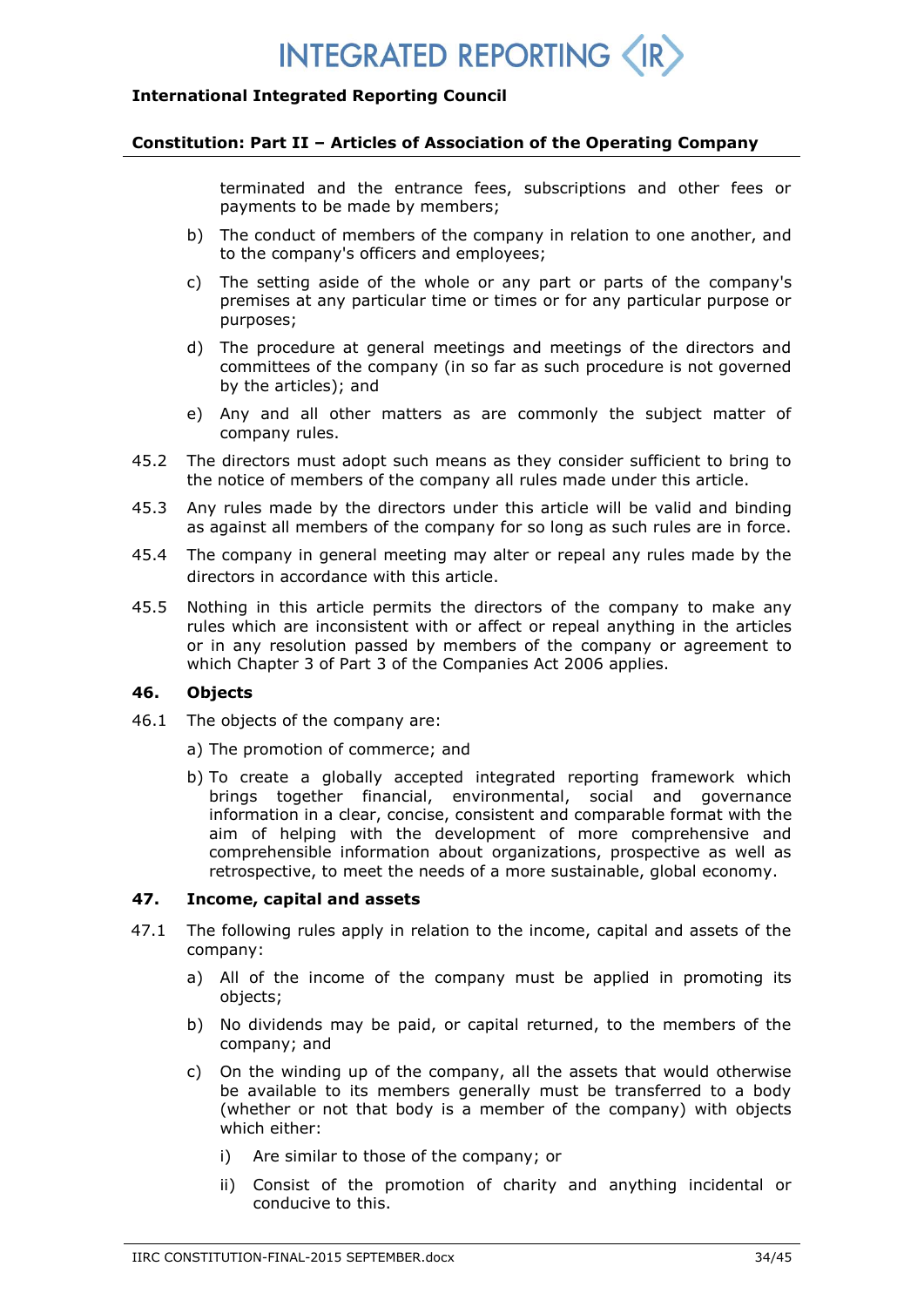terminated and the entrance fees, subscriptions and other fees or payments to be made by members;

b) The conduct of members of the company in relation to one another, and to the company's officers and employees;

c) The setting aside of the whole or any part or parts of the company's premises at any particular time or times or for any particular purpose or purposes;

d) The procedure at general meetings and meetings of the directors and committees of the company (in so far as such procedure is not governed by the articles); and

e) Any and all other matters as are commonly the subject matter of company rules.

45.2 The directors must adopt such means as they consider sufficient to bring to the notice of members of the company all rules made under this article.

45.3 Any rules made by the directors under this article will be valid and binding as against all members of the company for so long as such rules are in force.

45.4 The company in general meeting may alter or repeal any rules made by the directors in accordance with this article.

45.5 Nothing in this article permits the directors of the company to make any rules which are inconsistent with or affect or repeal anything in the articles or in any resolution passed by members of the company or agreement to which Chapter 3 of Part 3 of the Companies Act 2006 applies.

## 46. Objects

46.1 The objects of the company are:

a) The promotion of commerce; and

b) To create a globally accepted integrated reporting framework which brings together financial, environmental, social and governance information in a clear, concise, consistent and comparable format with the aim of helping with the development of more comprehensive and comprehensible information about organizations, prospective as well as retrospective, to meet the needs of a more sustainable, global economy.

## 47. Income, capital and assets

47.1 The following rules apply in relation to the income, capital and assets of the company:

a) All of the income of the company must be applied in promoting its objects;

b) No dividends may be paid, or capital returned, to the members of the company; and

c) On the winding up of the company, all the assets that would otherwise be available to its members generally must be transferred to a body (whether or not that body is a member of the company) with objects which either:

   i) Are similar to those of the company; or

   ii) Consist of the promotion of charity and anything incidental or conducive to this.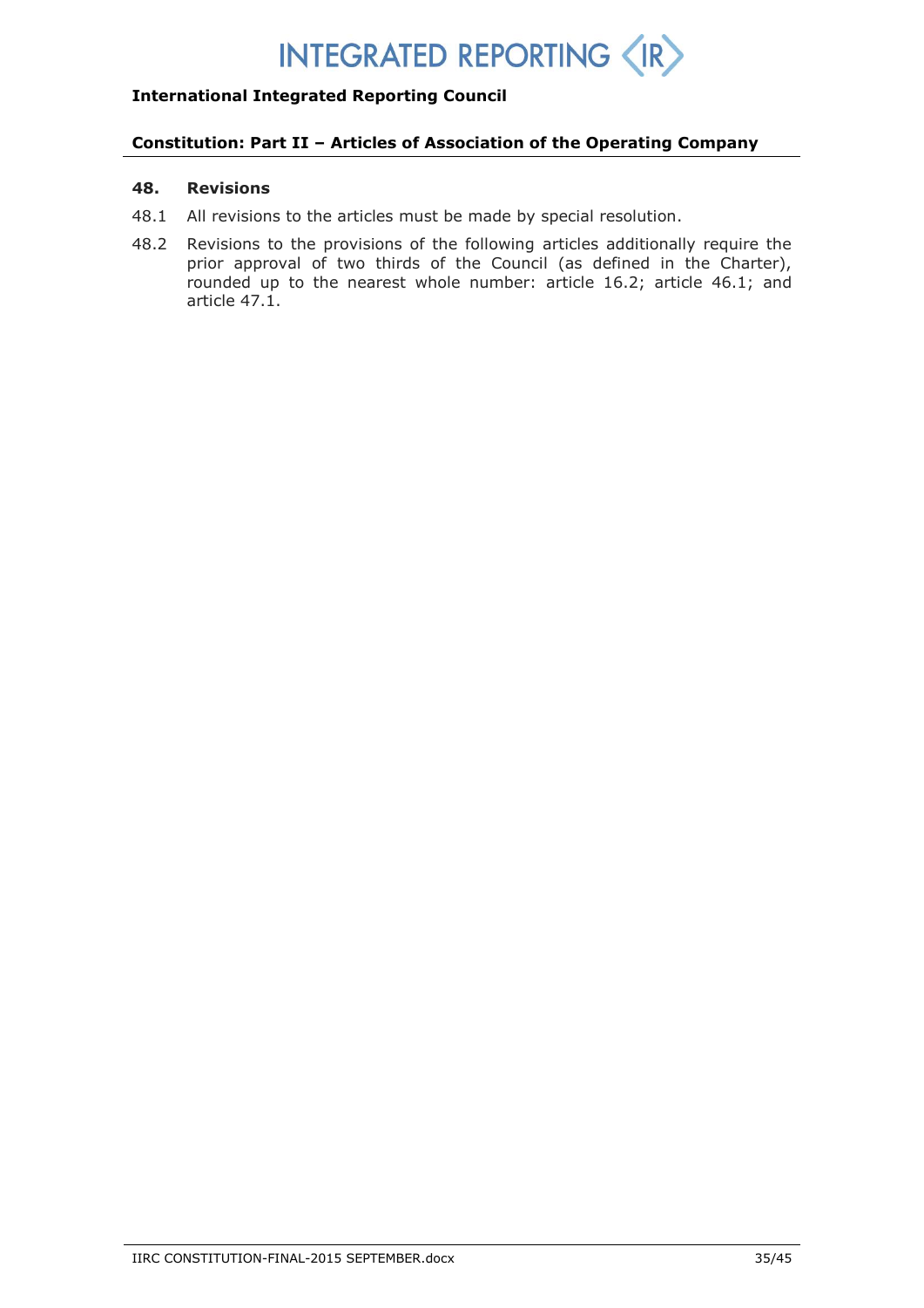## 48. Revisions

48.1 All revisions to the articles must be made by special resolution.

48.2 Revisions to the provisions of the following articles additionally require the prior approval of two thirds of the Council (as defined in the Charter), rounded up to the nearest whole number: article 16.2; article 46.1; and article 47.1.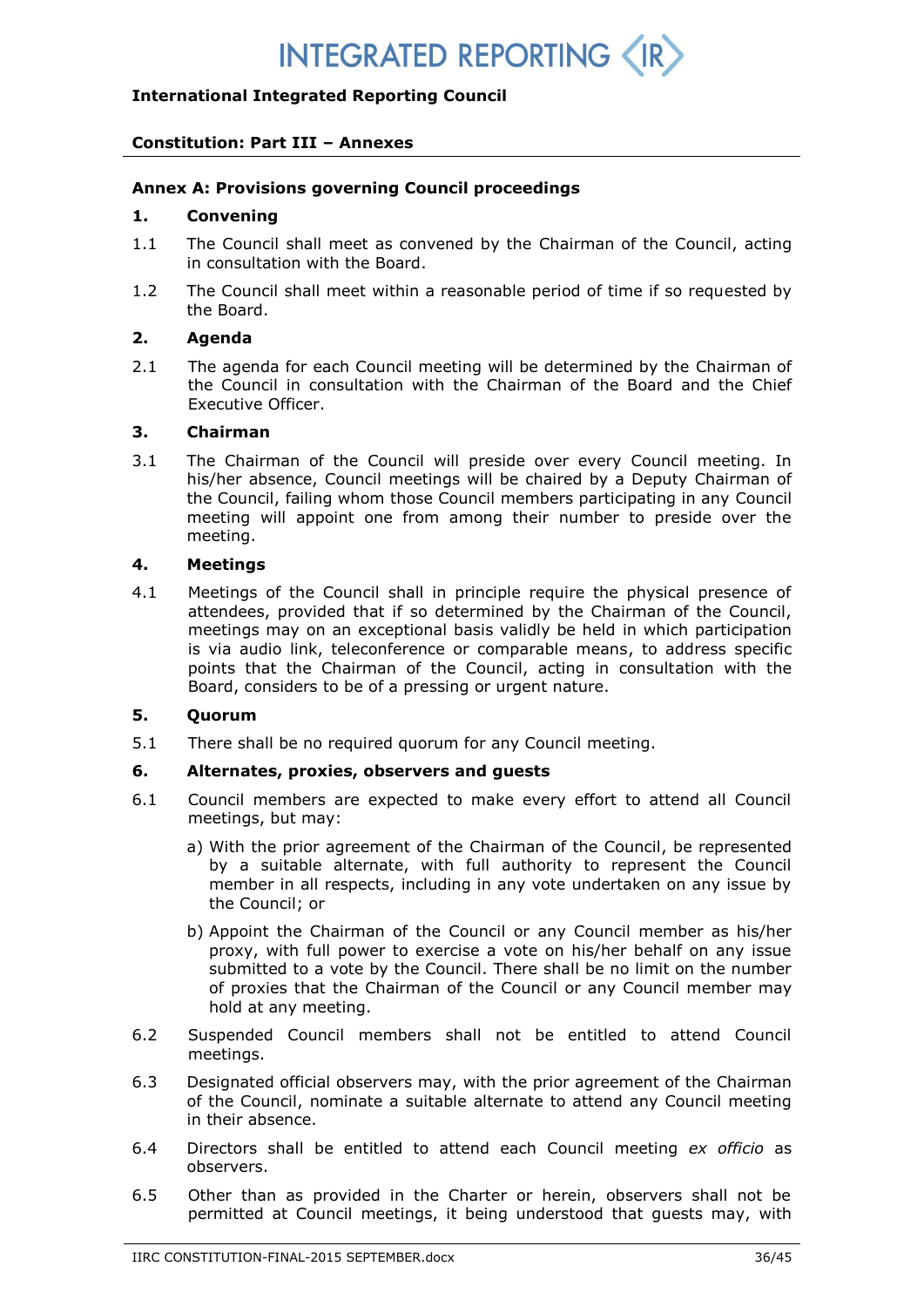**International Integrated Reporting Council**

**Constitution: Part III – Annexes**

### Annex A: Provisions governing Council proceedings

#### 1. Convening

1.1 The Council shall meet as convened by the Chairman of the Council, acting in consultation with the Board.

1.2 The Council shall meet within a reasonable period of time if so requested by the Board.

#### 2. Agenda

2.1 The agenda for each Council meeting will be determined by the Chairman of the Council in consultation with the Chairman of the Board and the Chief Executive Officer.

#### 3. Chairman

3.1 The Chairman of the Council will preside over every Council meeting. In his/her absence, Council meetings will be chaired by a Deputy Chairman of the Council, failing whom those Council members participating in any Council meeting will appoint one from among their number to preside over the meeting.

#### 4. Meetings

4.1 Meetings of the Council shall in principle require the physical presence of attendees, provided that if so determined by the Chairman of the Council, meetings may on an exceptional basis validly be held in which participation is via audio link, teleconference or comparable means, to address specific points that the Chairman of the Council, acting in consultation with the Board, considers to be of a pressing or urgent nature.

#### 5. Quorum

5.1 There shall be no required quorum for any Council meeting.

#### 6. Alternates, proxies, observers and guests

6.1 Council members are expected to make every effort to attend all Council meetings, but may:

a) With the prior agreement of the Chairman of the Council, be represented by a suitable alternate, with full authority to represent the Council member in all respects, including in any vote undertaken on any issue by the Council; or

b) Appoint the Chairman of the Council or any Council member as his/her proxy, with full power to exercise a vote on his/her behalf on any issue submitted to a vote by the Council. There shall be no limit on the number of proxies that the Chairman of the Council or any Council member may hold at any meeting.

6.2 Suspended Council members shall not be entitled to attend Council meetings.

6.3 Designated official observers may, with the prior agreement of the Chairman of the Council, nominate a suitable alternate to attend any Council meeting in their absence.

6.4 Directors shall be entitled to attend each Council meeting *ex officio* as observers.

6.5 Other than as provided in the Charter or herein, observers shall not be permitted at Council meetings, it being understood that guests may, with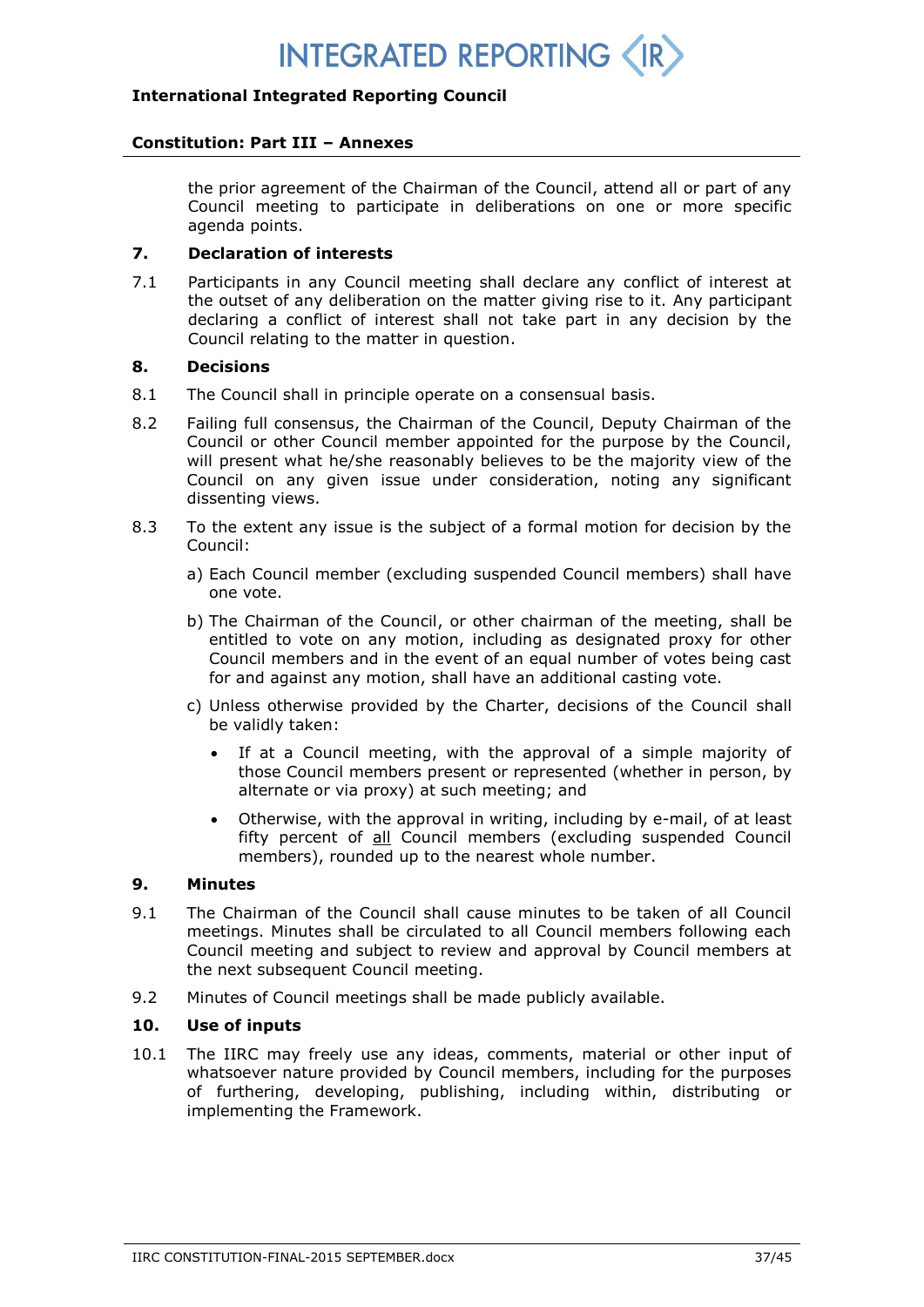the prior agreement of the Chairman of the Council, attend all or part of any Council meeting to participate in deliberations on one or more specific agenda points.

**7. Declaration of interests**

7.1 Participants in any Council meeting shall declare any conflict of interest at the outset of any deliberation on the matter giving rise to it. Any participant declaring a conflict of interest shall not take part in any decision by the Council relating to the matter in question.

**8. Decisions**

8.1 The Council shall in principle operate on a consensual basis.

8.2 Failing full consensus, the Chairman of the Council, Deputy Chairman of the Council or other Council member appointed for the purpose by the Council, will present what he/she reasonably believes to be the majority view of the Council on any given issue under consideration, noting any significant dissenting views.

8.3 To the extent any issue is the subject of a formal motion for decision by the Council:

a) Each Council member (excluding suspended Council members) shall have one vote.

b) The Chairman of the Council, or other chairman of the meeting, shall be entitled to vote on any motion, including as designated proxy for other Council members and in the event of an equal number of votes being cast for and against any motion, shall have an additional casting vote.

c) Unless otherwise provided by the Charter, decisions of the Council shall be validly taken:

- If at a Council meeting, with the approval of a simple majority of those Council members present or represented (whether in person, by alternate or via proxy) at such meeting; and
- Otherwise, with the approval in writing, including by e-mail, of at least fifty percent of all Council members (excluding suspended Council members), rounded up to the nearest whole number.

**9. Minutes**

9.1 The Chairman of the Council shall cause minutes to be taken of all Council meetings. Minutes shall be circulated to all Council members following each Council meeting and subject to review and approval by Council members at the next subsequent Council meeting.

9.2 Minutes of Council meetings shall be made publicly available.

**10. Use of inputs**

10.1 The IIRC may freely use any ideas, comments, material or other input of whatsoever nature provided by Council members, including for the purposes of furthering, developing, publishing, including within, distributing or implementing the Framework.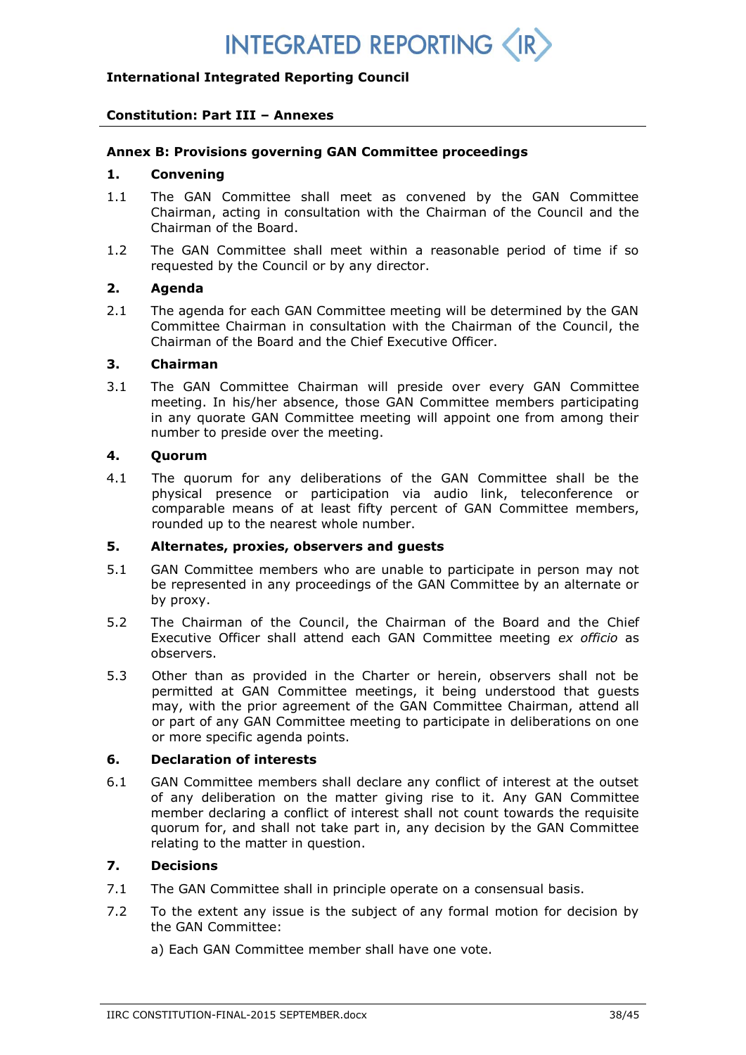**International Integrated Reporting Council**

**Constitution: Part III – Annexes**

## Annex B: Provisions governing GAN Committee proceedings

### 1. Convening

1.1 The GAN Committee shall meet as convened by the GAN Committee Chairman, acting in consultation with the Chairman of the Council and the Chairman of the Board.

1.2 The GAN Committee shall meet within a reasonable period of time if so requested by the Council or by any director.

### 2. Agenda

2.1 The agenda for each GAN Committee meeting will be determined by the GAN Committee Chairman in consultation with the Chairman of the Council, the Chairman of the Board and the Chief Executive Officer.

### 3. Chairman

3.1 The GAN Committee Chairman will preside over every GAN Committee meeting. In his/her absence, those GAN Committee members participating in any quorate GAN Committee meeting will appoint one from among their number to preside over the meeting.

### 4. Quorum

4.1 The quorum for any deliberations of the GAN Committee shall be the physical presence or participation via audio link, teleconference or comparable means of at least fifty percent of GAN Committee members, rounded up to the nearest whole number.

### 5. Alternates, proxies, observers and guests

5.1 GAN Committee members who are unable to participate in person may not be represented in any proceedings of the GAN Committee by an alternate or by proxy.

5.2 The Chairman of the Council, the Chairman of the Board and the Chief Executive Officer shall attend each GAN Committee meeting *ex officio* as observers.

5.3 Other than as provided in the Charter or herein, observers shall not be permitted at GAN Committee meetings, it being understood that guests may, with the prior agreement of the GAN Committee Chairman, attend all or part of any GAN Committee meeting to participate in deliberations on one or more specific agenda points.

### 6. Declaration of interests

6.1 GAN Committee members shall declare any conflict of interest at the outset of any deliberation on the matter giving rise to it. Any GAN Committee member declaring a conflict of interest shall not count towards the requisite quorum for, and shall not take part in, any decision by the GAN Committee relating to the matter in question.

### 7. Decisions

7.1 The GAN Committee shall in principle operate on a consensual basis.

7.2 To the extent any issue is the subject of any formal motion for decision by the GAN Committee:

a) Each GAN Committee member shall have one vote.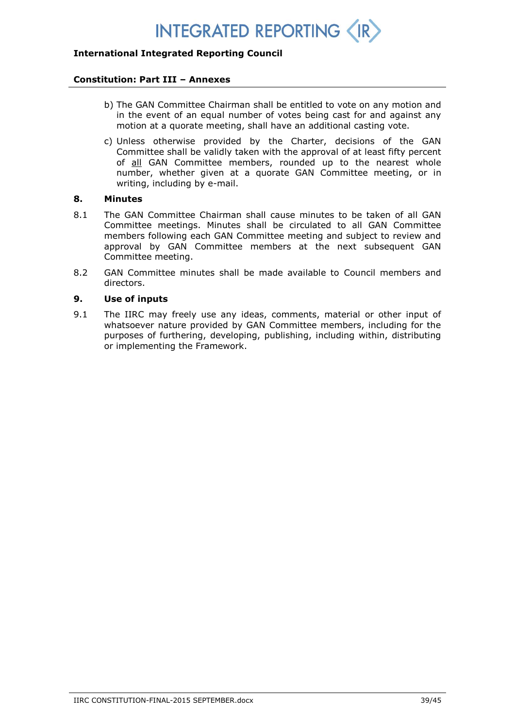b) The GAN Committee Chairman shall be entitled to vote on any motion and in the event of an equal number of votes being cast for and against any motion at a quorate meeting, shall have an additional casting vote.

c) Unless otherwise provided by the Charter, decisions of the GAN Committee shall be validly taken with the approval of at least fifty percent of <u>all</u> GAN Committee members, rounded up to the nearest whole number, whether given at a quorate GAN Committee meeting, or in writing, including by e-mail.

## 8. Minutes

8.1 The GAN Committee Chairman shall cause minutes to be taken of all GAN Committee meetings. Minutes shall be circulated to all GAN Committee members following each GAN Committee meeting and subject to review and approval by GAN Committee members at the next subsequent GAN Committee meeting.

8.2 GAN Committee minutes shall be made available to Council members and directors.

## 9. Use of inputs

9.1 The IIRC may freely use any ideas, comments, material or other input of whatsoever nature provided by GAN Committee members, including for the purposes of furthering, developing, publishing, including within, distributing or implementing the Framework.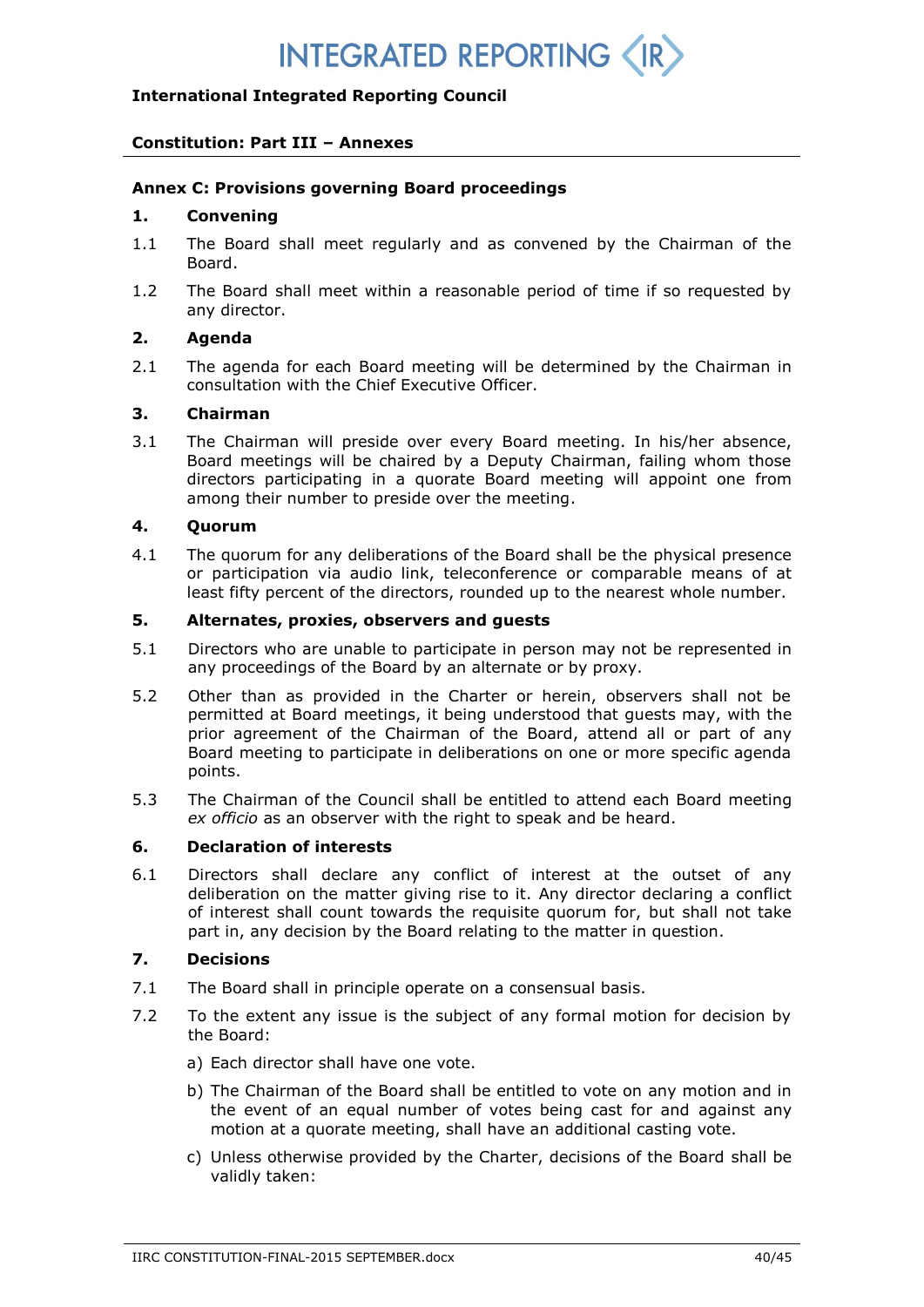**International Integrated Reporting Council**

**Constitution: Part III – Annexes**

## Annex C: Provisions governing Board proceedings

### 1. Convening

1.1 The Board shall meet regularly and as convened by the Chairman of the Board.

1.2 The Board shall meet within a reasonable period of time if so requested by any director.

### 2. Agenda

2.1 The agenda for each Board meeting will be determined by the Chairman in consultation with the Chief Executive Officer.

### 3. Chairman

3.1 The Chairman will preside over every Board meeting. In his/her absence, Board meetings will be chaired by a Deputy Chairman, failing whom those directors participating in a quorate Board meeting will appoint one from among their number to preside over the meeting.

### 4. Quorum

4.1 The quorum for any deliberations of the Board shall be the physical presence or participation via audio link, teleconference or comparable means of at least fifty percent of the directors, rounded up to the nearest whole number.

### 5. Alternates, proxies, observers and guests

5.1 Directors who are unable to participate in person may not be represented in any proceedings of the Board by an alternate or by proxy.

5.2 Other than as provided in the Charter or herein, observers shall not be permitted at Board meetings, it being understood that guests may, with the prior agreement of the Chairman of the Board, attend all or part of any Board meeting to participate in deliberations on one or more specific agenda points.

5.3 The Chairman of the Council shall be entitled to attend each Board meeting *ex officio* as an observer with the right to speak and be heard.

### 6. Declaration of interests

6.1 Directors shall declare any conflict of interest at the outset of any deliberation on the matter giving rise to it. Any director declaring a conflict of interest shall count towards the requisite quorum for, but shall not take part in, any decision by the Board relating to the matter in question.

### 7. Decisions

7.1 The Board shall in principle operate on a consensual basis.

7.2 To the extent any issue is the subject of any formal motion for decision by the Board:

a) Each director shall have one vote.

b) The Chairman of the Board shall be entitled to vote on any motion and in the event of an equal number of votes being cast for and against any motion at a quorate meeting, shall have an additional casting vote.

c) Unless otherwise provided by the Charter, decisions of the Board shall be validly taken: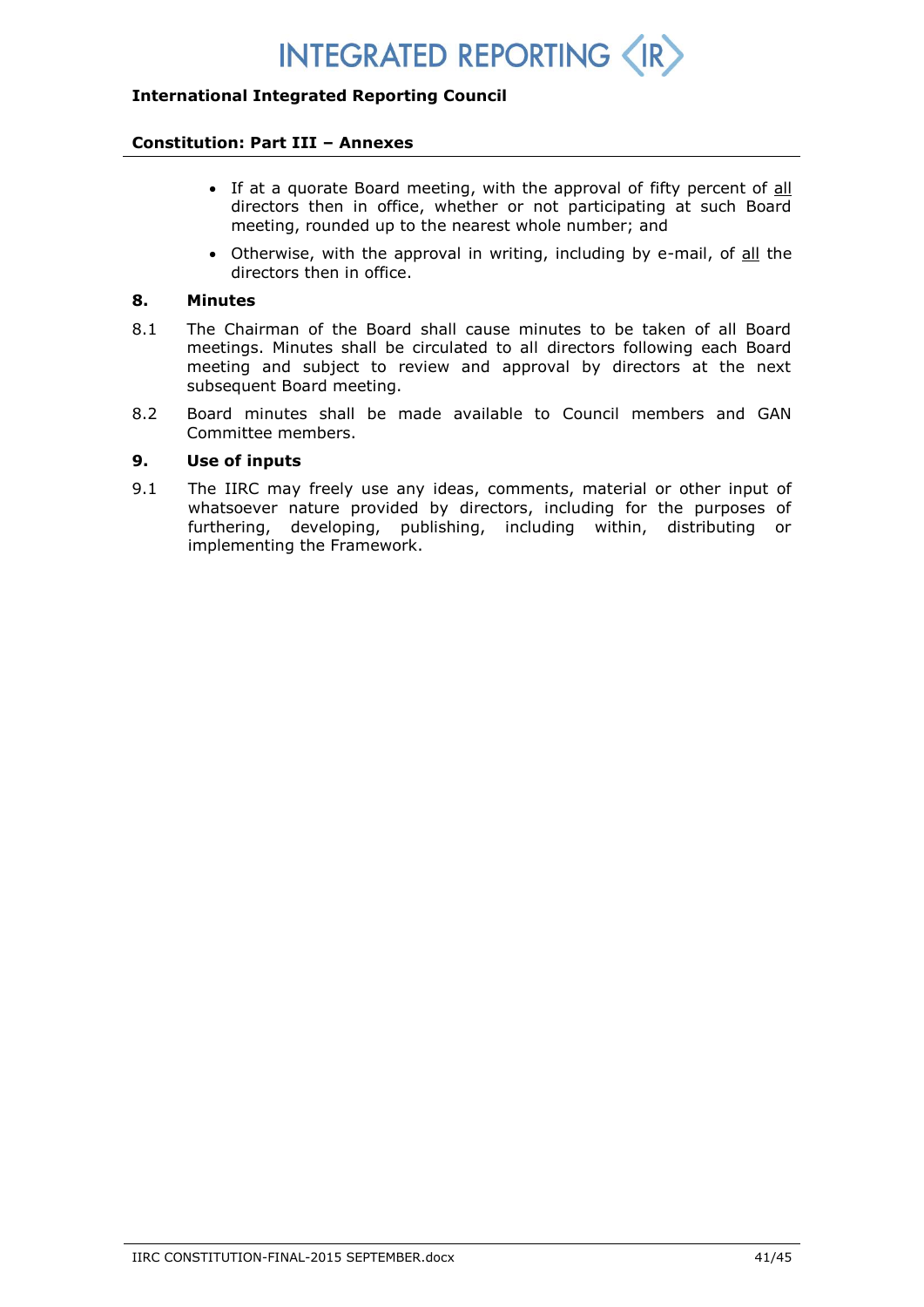- If at a quorate Board meeting, with the approval of fifty percent of <u>all</u> directors then in office, whether or not participating at such Board meeting, rounded up to the nearest whole number; and
- Otherwise, with the approval in writing, including by e-mail, of <u>all</u> the directors then in office.

### 8. Minutes

8.1 The Chairman of the Board shall cause minutes to be taken of all Board meetings. Minutes shall be circulated to all directors following each Board meeting and subject to review and approval by directors at the next subsequent Board meeting.

8.2 Board minutes shall be made available to Council members and GAN Committee members.

### 9. Use of inputs

9.1 The IIRC may freely use any ideas, comments, material or other input of whatsoever nature provided by directors, including for the purposes of furthering, developing, publishing, including within, distributing or implementing the Framework.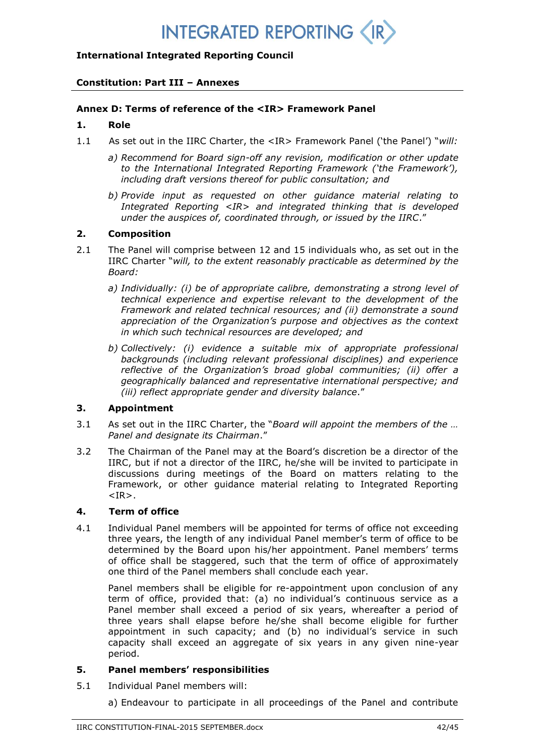**International Integrated Reporting Council**

**Constitution: Part III – Annexes**

### Annex D: Terms of reference of the <IR> Framework Panel

#### 1. Role

1.1 As set out in the IIRC Charter, the <IR> Framework Panel ('the Panel') "*will:*

*a) Recommend for Board sign-off any revision, modification or other update to the International Integrated Reporting Framework ('the Framework'), including draft versions thereof for public consultation; and*

*b) Provide input as requested on other guidance material relating to Integrated Reporting <IR> and integrated thinking that is developed under the auspices of, coordinated through, or issued by the IIRC*."

#### 2. Composition

2.1 The Panel will comprise between 12 and 15 individuals who, as set out in the IIRC Charter "*will, to the extent reasonably practicable as determined by the Board:*

*a) Individually: (i) be of appropriate calibre, demonstrating a strong level of technical experience and expertise relevant to the development of the Framework and related technical resources; and (ii) demonstrate a sound appreciation of the Organization's purpose and objectives as the context in which such technical resources are developed; and*

*b) Collectively: (i) evidence a suitable mix of appropriate professional backgrounds (including relevant professional disciplines) and experience reflective of the Organization's broad global communities; (ii) offer a geographically balanced and representative international perspective; and (iii) reflect appropriate gender and diversity balance*."

#### 3. Appointment

3.1 As set out in the IIRC Charter, the "*Board will appoint the members of the … Panel and designate its Chairman*."

3.2 The Chairman of the Panel may at the Board's discretion be a director of the IIRC, but if not a director of the IIRC, he/she will be invited to participate in discussions during meetings of the Board on matters relating to the Framework, or other guidance material relating to Integrated Reporting <IR>.

#### 4. Term of office

4.1 Individual Panel members will be appointed for terms of office not exceeding three years, the length of any individual Panel member's term of office to be determined by the Board upon his/her appointment. Panel members' terms of office shall be staggered, such that the term of office of approximately one third of the Panel members shall conclude each year.

Panel members shall be eligible for re-appointment upon conclusion of any term of office, provided that: (a) no individual's continuous service as a Panel member shall exceed a period of six years, whereafter a period of three years shall elapse before he/she shall become eligible for further appointment in such capacity; and (b) no individual's service in such capacity shall exceed an aggregate of six years in any given nine-year period.

#### 5. Panel members' responsibilities

5.1 Individual Panel members will:

a) Endeavour to participate in all proceedings of the Panel and contribute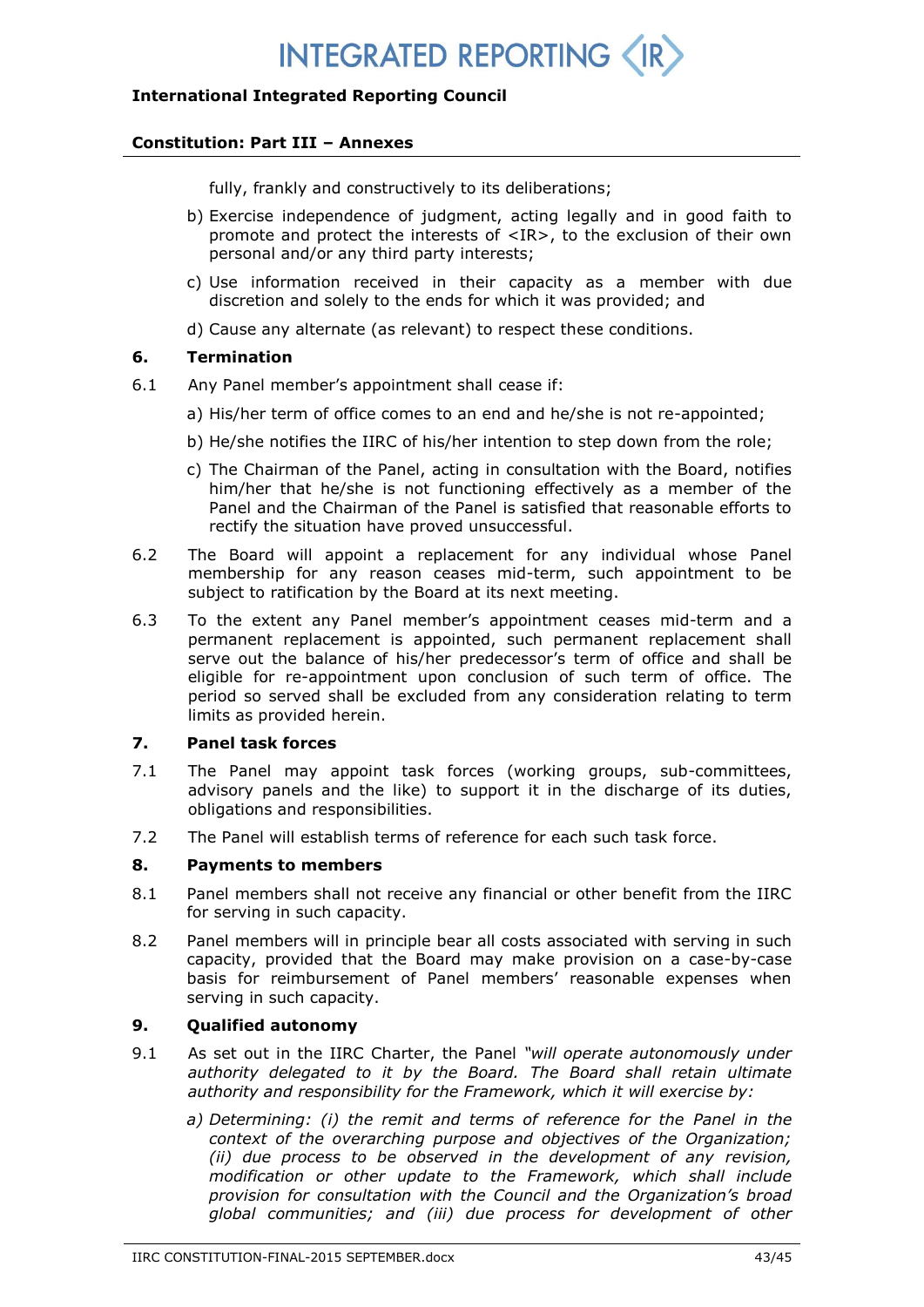fully, frankly and constructively to its deliberations;

b) Exercise independence of judgment, acting legally and in good faith to promote and protect the interests of <IR>, to the exclusion of their own personal and/or any third party interests;

c) Use information received in their capacity as a member with due discretion and solely to the ends for which it was provided; and

d) Cause any alternate (as relevant) to respect these conditions.

### 6. Termination

6.1 Any Panel member's appointment shall cease if:

a) His/her term of office comes to an end and he/she is not re-appointed;

b) He/she notifies the IIRC of his/her intention to step down from the role;

c) The Chairman of the Panel, acting in consultation with the Board, notifies him/her that he/she is not functioning effectively as a member of the Panel and the Chairman of the Panel is satisfied that reasonable efforts to rectify the situation have proved unsuccessful.

6.2 The Board will appoint a replacement for any individual whose Panel membership for any reason ceases mid-term, such appointment to be subject to ratification by the Board at its next meeting.

6.3 To the extent any Panel member's appointment ceases mid-term and a permanent replacement is appointed, such permanent replacement shall serve out the balance of his/her predecessor's term of office and shall be eligible for re-appointment upon conclusion of such term of office. The period so served shall be excluded from any consideration relating to term limits as provided herein.

### 7. Panel task forces

7.1 The Panel may appoint task forces (working groups, sub-committees, advisory panels and the like) to support it in the discharge of its duties, obligations and responsibilities.

7.2 The Panel will establish terms of reference for each such task force.

### 8. Payments to members

8.1 Panel members shall not receive any financial or other benefit from the IIRC for serving in such capacity.

8.2 Panel members will in principle bear all costs associated with serving in such capacity, provided that the Board may make provision on a case-by-case basis for reimbursement of Panel members' reasonable expenses when serving in such capacity.

### 9. Qualified autonomy

9.1 As set out in the IIRC Charter, the Panel *"will operate autonomously under authority delegated to it by the Board. The Board shall retain ultimate authority and responsibility for the Framework, which it will exercise by:*

*a) Determining: (i) the remit and terms of reference for the Panel in the context of the overarching purpose and objectives of the Organization; (ii) due process to be observed in the development of any revision, modification or other update to the Framework, which shall include provision for consultation with the Council and the Organization's broad global communities; and (iii) due process for development of other*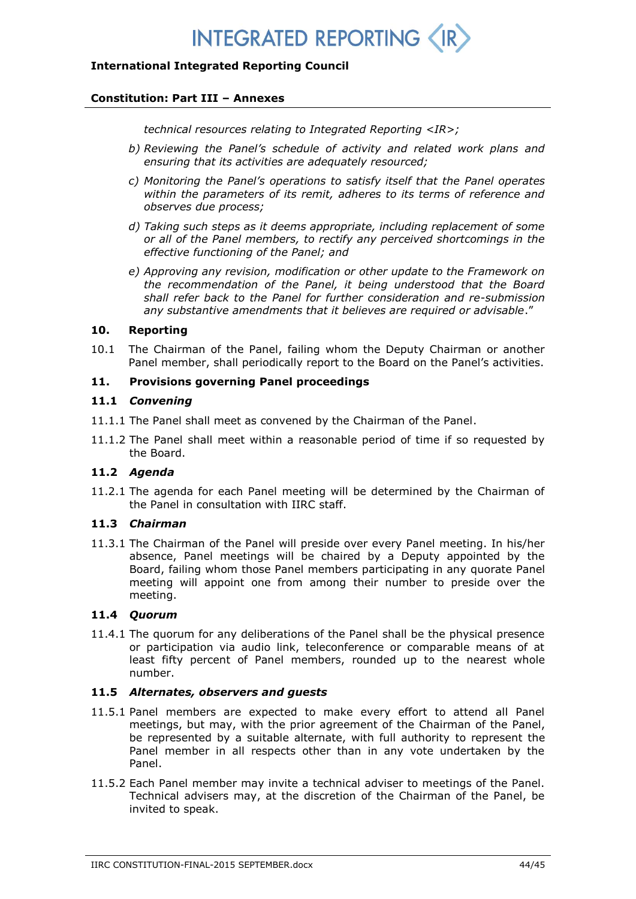*technical resources relating to Integrated Reporting <IR>;*

*b) Reviewing the Panel's schedule of activity and related work plans and ensuring that its activities are adequately resourced;*

*c) Monitoring the Panel's operations to satisfy itself that the Panel operates within the parameters of its remit, adheres to its terms of reference and observes due process;*

*d) Taking such steps as it deems appropriate, including replacement of some or all of the Panel members, to rectify any perceived shortcomings in the effective functioning of the Panel; and*

*e) Approving any revision, modification or other update to the Framework on the recommendation of the Panel, it being understood that the Board shall refer back to the Panel for further consideration and re-submission any substantive amendments that it believes are required or advisable*."

**10. Reporting**

10.1 The Chairman of the Panel, failing whom the Deputy Chairman or another Panel member, shall periodically report to the Board on the Panel's activities.

**11. Provisions governing Panel proceedings**

**11.1 *Convening***

11.1.1 The Panel shall meet as convened by the Chairman of the Panel.

11.1.2 The Panel shall meet within a reasonable period of time if so requested by the Board.

**11.2 *Agenda***

11.2.1 The agenda for each Panel meeting will be determined by the Chairman of the Panel in consultation with IIRC staff.

**11.3 *Chairman***

11.3.1 The Chairman of the Panel will preside over every Panel meeting. In his/her absence, Panel meetings will be chaired by a Deputy appointed by the Board, failing whom those Panel members participating in any quorate Panel meeting will appoint one from among their number to preside over the meeting.

**11.4 *Quorum***

11.4.1 The quorum for any deliberations of the Panel shall be the physical presence or participation via audio link, teleconference or comparable means of at least fifty percent of Panel members, rounded up to the nearest whole number.

**11.5 *Alternates, observers and guests***

11.5.1 Panel members are expected to make every effort to attend all Panel meetings, but may, with the prior agreement of the Chairman of the Panel, be represented by a suitable alternate, with full authority to represent the Panel member in all respects other than in any vote undertaken by the Panel.

11.5.2 Each Panel member may invite a technical adviser to meetings of the Panel. Technical advisers may, at the discretion of the Chairman of the Panel, be invited to speak.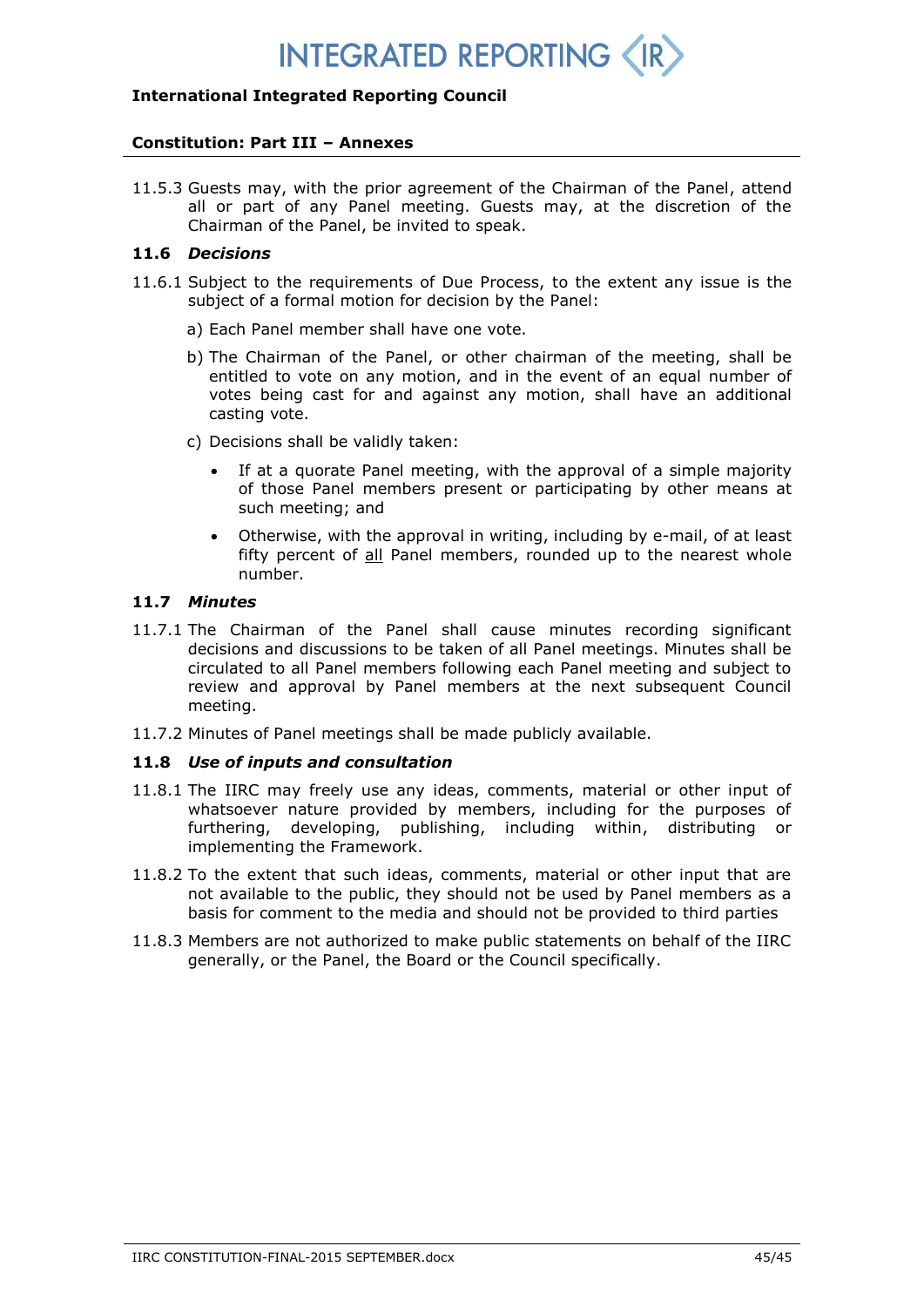11.5.3 Guests may, with the prior agreement of the Chairman of the Panel, attend all or part of any Panel meeting. Guests may, at the discretion of the Chairman of the Panel, be invited to speak.

### 11.6 *Decisions*

11.6.1 Subject to the requirements of Due Process, to the extent any issue is the subject of a formal motion for decision by the Panel:

a) Each Panel member shall have one vote.

b) The Chairman of the Panel, or other chairman of the meeting, shall be entitled to vote on any motion, and in the event of an equal number of votes being cast for and against any motion, shall have an additional casting vote.

c) Decisions shall be validly taken:

- If at a quorate Panel meeting, with the approval of a simple majority of those Panel members present or participating by other means at such meeting; and
- Otherwise, with the approval in writing, including by e-mail, of at least fifty percent of <u>all</u> Panel members, rounded up to the nearest whole number.

### 11.7 *Minutes*

11.7.1 The Chairman of the Panel shall cause minutes recording significant decisions and discussions to be taken of all Panel meetings. Minutes shall be circulated to all Panel members following each Panel meeting and subject to review and approval by Panel members at the next subsequent Council meeting.

11.7.2 Minutes of Panel meetings shall be made publicly available.

### 11.8 *Use of inputs and consultation*

11.8.1 The IIRC may freely use any ideas, comments, material or other input of whatsoever nature provided by members, including for the purposes of furthering, developing, publishing, including within, distributing or implementing the Framework.

11.8.2 To the extent that such ideas, comments, material or other input that are not available to the public, they should not be used by Panel members as a basis for comment to the media and should not be provided to third parties

11.8.3 Members are not authorized to make public statements on behalf of the IIRC generally, or the Panel, the Board or the Council specifically.